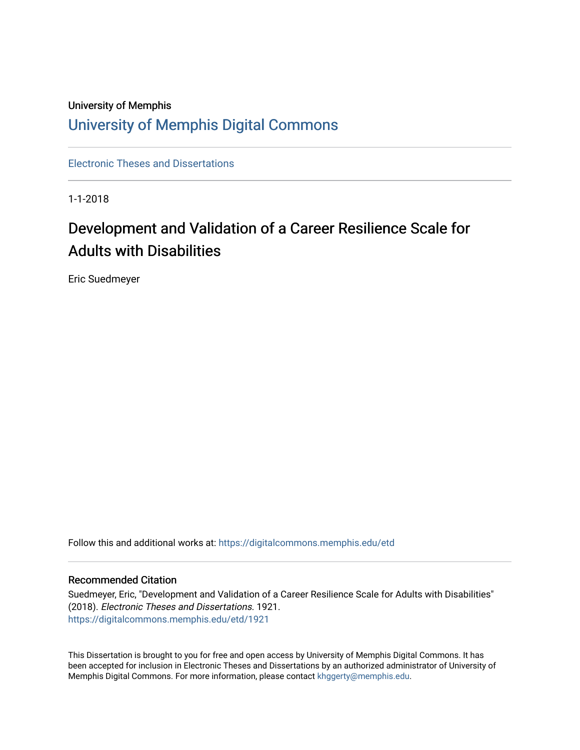University of Memphis

# University of Memphis Digital Commons

Electronic Theses and Dissertations

1-1-2018

# Development and Validation of a Career Resilience Scale for Adults with Disabilities

Eric Suedmeyer

Follow this and additional works at: https://digitalcommons.memphis.edu/etd

## Recommended Citation

Suedmeyer, Eric, "Development and Validation of a Career Resilience Scale for Adults with Disabilities" (2018). *Electronic Theses and Dissertations*. 1921.
https://digitalcommons.memphis.edu/etd/1921

This Dissertation is brought to you for free and open access by University of Memphis Digital Commons. It has been accepted for inclusion in Electronic Theses and Dissertations by an authorized administrator of University of Memphis Digital Commons. For more information, please contact khggerty@memphis.edu.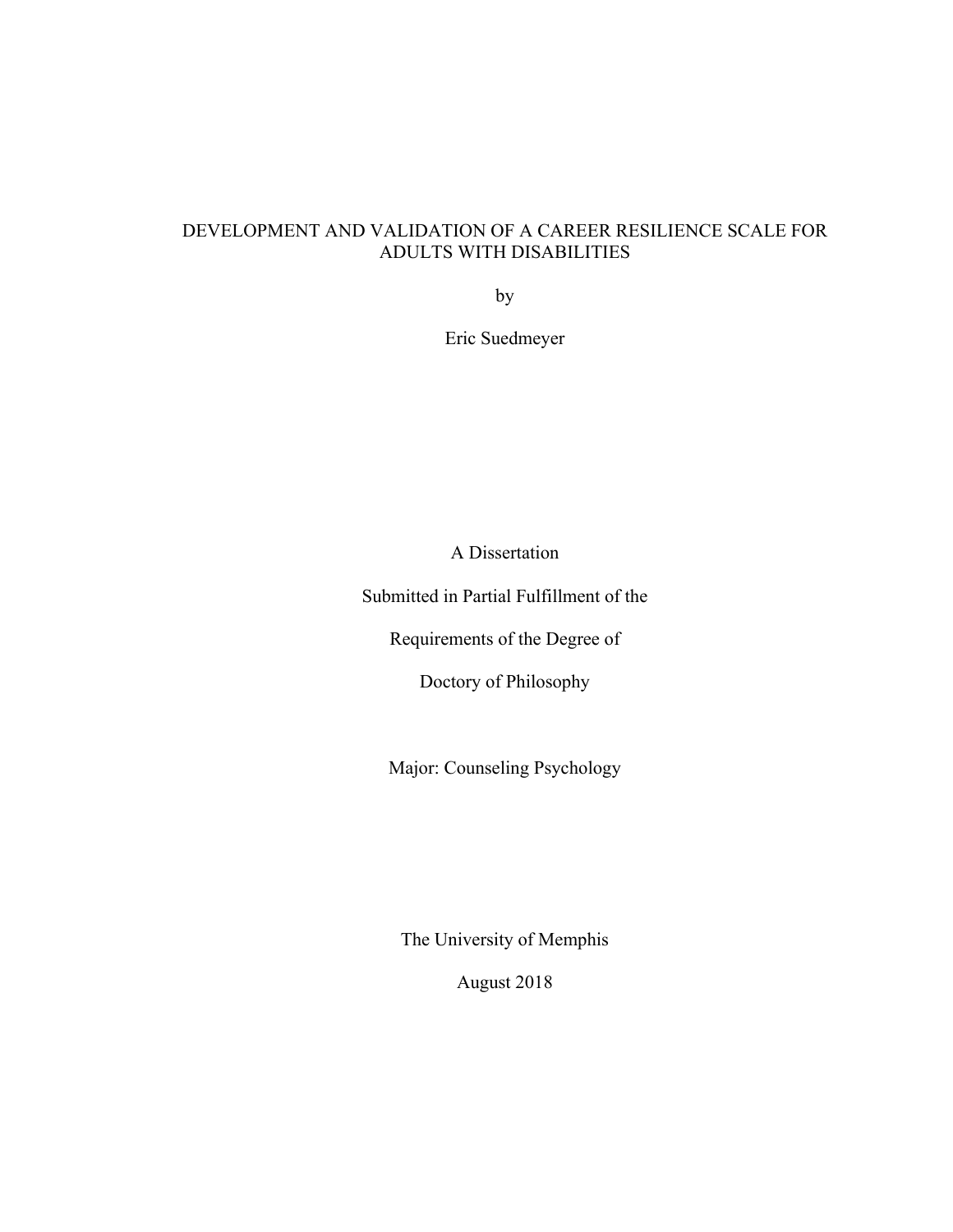# DEVELOPMENT AND VALIDATION OF A CAREER RESILIENCE SCALE FOR ADULTS WITH DISABILITIES

by

Eric Suedmeyer

A Dissertation

Submitted in Partial Fulfillment of the

Requirements of the Degree of

Doctory of Philosophy

Major: Counseling Psychology

The University of Memphis

August 2018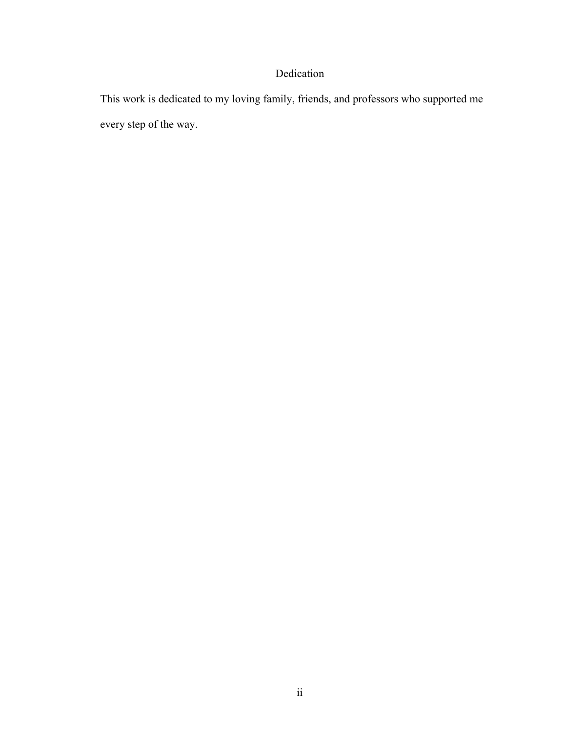# Dedication

This work is dedicated to my loving family, friends, and professors who supported me every step of the way.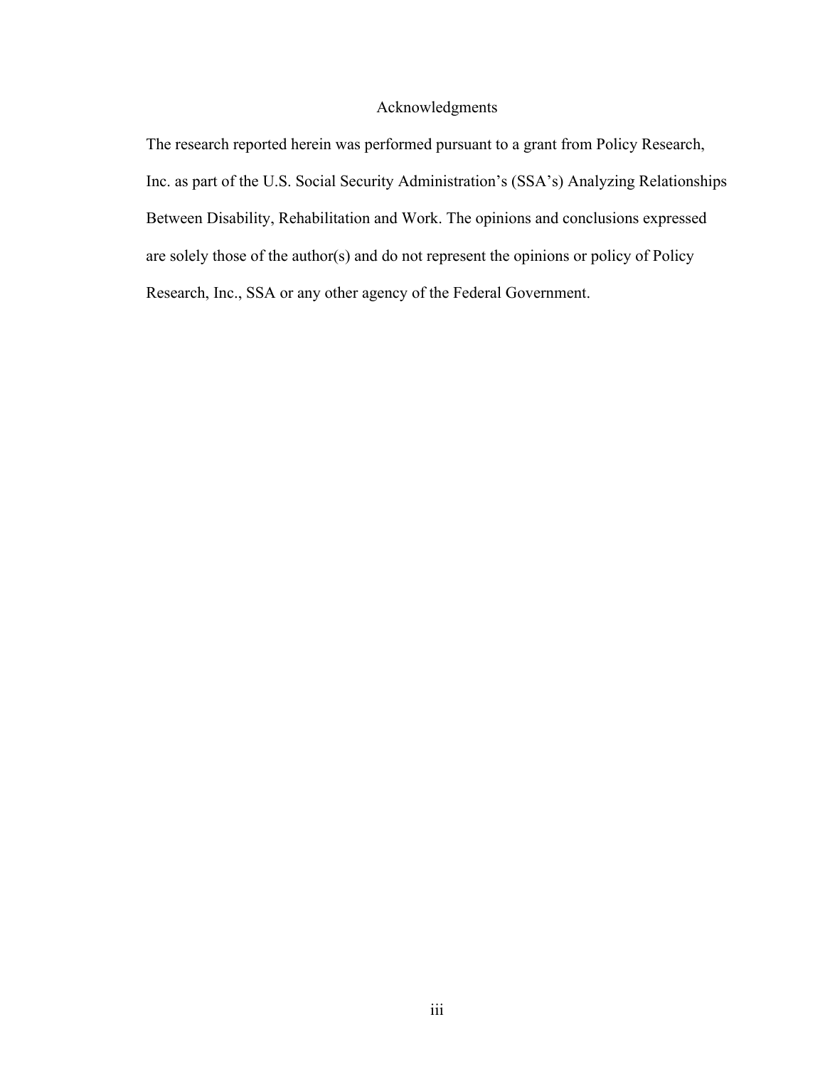# Acknowledgments

The research reported herein was performed pursuant to a grant from Policy Research, Inc. as part of the U.S. Social Security Administration's (SSA's) Analyzing Relationships Between Disability, Rehabilitation and Work. The opinions and conclusions expressed are solely those of the author(s) and do not represent the opinions or policy of Policy Research, Inc., SSA or any other agency of the Federal Government.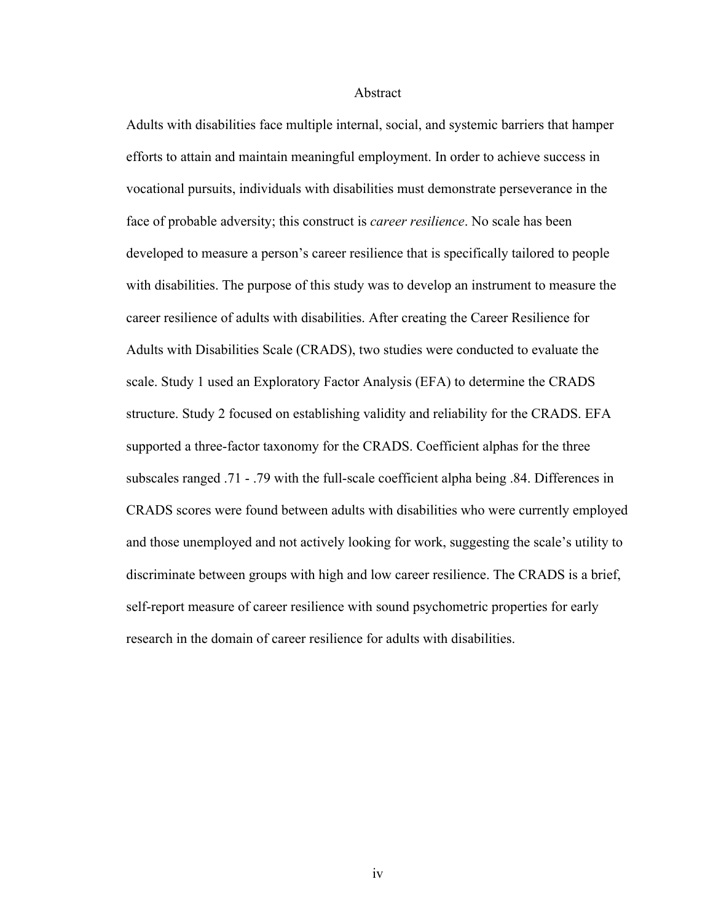# Abstract

Adults with disabilities face multiple internal, social, and systemic barriers that hamper efforts to attain and maintain meaningful employment. In order to achieve success in vocational pursuits, individuals with disabilities must demonstrate perseverance in the face of probable adversity; this construct is *career resilience*. No scale has been developed to measure a person's career resilience that is specifically tailored to people with disabilities. The purpose of this study was to develop an instrument to measure the career resilience of adults with disabilities. After creating the Career Resilience for Adults with Disabilities Scale (CRADS), two studies were conducted to evaluate the scale. Study 1 used an Exploratory Factor Analysis (EFA) to determine the CRADS structure. Study 2 focused on establishing validity and reliability for the CRADS. EFA supported a three-factor taxonomy for the CRADS. Coefficient alphas for the three subscales ranged .71 - .79 with the full-scale coefficient alpha being .84. Differences in CRADS scores were found between adults with disabilities who were currently employed and those unemployed and not actively looking for work, suggesting the scale's utility to discriminate between groups with high and low career resilience. The CRADS is a brief, self-report measure of career resilience with sound psychometric properties for early research in the domain of career resilience for adults with disabilities.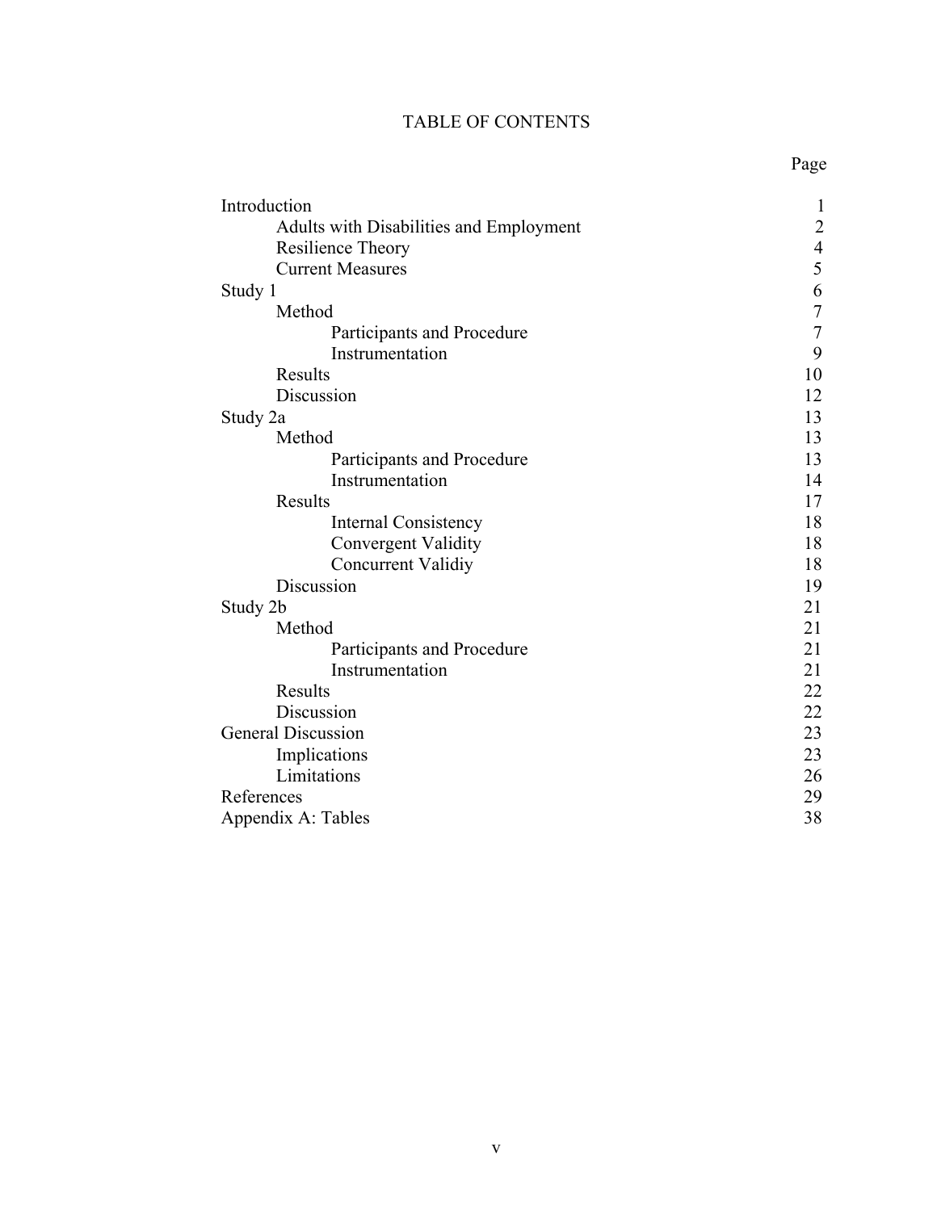# TABLE OF CONTENTS

| | Page |
|---|---|
| Introduction | 1 |
| Adults with Disabilities and Employment | 2 |
| Resilience Theory | 4 |
| Current Measures | 5 |
| Study 1 | 6 |
| Method | 7 |
| Participants and Procedure | 7 |
| Instrumentation | 9 |
| Results | 10 |
| Discussion | 12 |
| Study 2a | 13 |
| Method | 13 |
| Participants and Procedure | 13 |
| Instrumentation | 14 |
| Results | 17 |
| Internal Consistency | 18 |
| Convergent Validity | 18 |
| Concurrent Validiy | 18 |
| Discussion | 19 |
| Study 2b | 21 |
| Method | 21 |
| Participants and Procedure | 21 |
| Instrumentation | 21 |
| Results | 22 |
| Discussion | 22 |
| General Discussion | 23 |
| Implications | 23 |
| Limitations | 26 |
| References | 29 |
| Appendix A: Tables | 38 |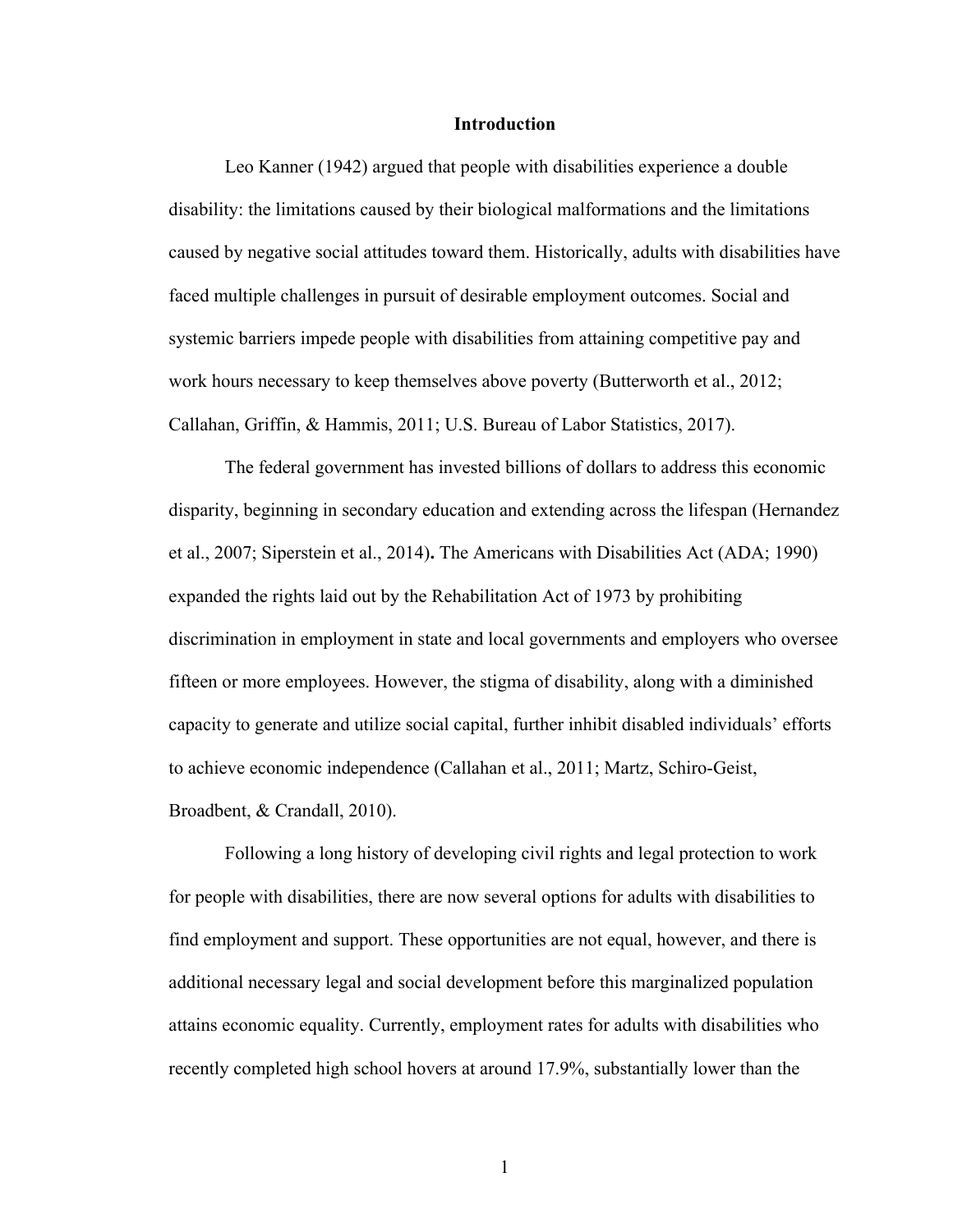# Introduction

Leo Kanner (1942) argued that people with disabilities experience a double disability: the limitations caused by their biological malformations and the limitations caused by negative social attitudes toward them. Historically, adults with disabilities have faced multiple challenges in pursuit of desirable employment outcomes. Social and systemic barriers impede people with disabilities from attaining competitive pay and work hours necessary to keep themselves above poverty (Butterworth et al., 2012; Callahan, Griffin, & Hammis, 2011; U.S. Bureau of Labor Statistics, 2017).

The federal government has invested billions of dollars to address this economic disparity, beginning in secondary education and extending across the lifespan (Hernandez et al., 2007; Siperstein et al., 2014)**.** The Americans with Disabilities Act (ADA; 1990) expanded the rights laid out by the Rehabilitation Act of 1973 by prohibiting discrimination in employment in state and local governments and employers who oversee fifteen or more employees. However, the stigma of disability, along with a diminished capacity to generate and utilize social capital, further inhibit disabled individuals' efforts to achieve economic independence (Callahan et al., 2011; Martz, Schiro-Geist, Broadbent, & Crandall, 2010).

Following a long history of developing civil rights and legal protection to work for people with disabilities, there are now several options for adults with disabilities to find employment and support. These opportunities are not equal, however, and there is additional necessary legal and social development before this marginalized population attains economic equality. Currently, employment rates for adults with disabilities who recently completed high school hovers at around 17.9%, substantially lower than the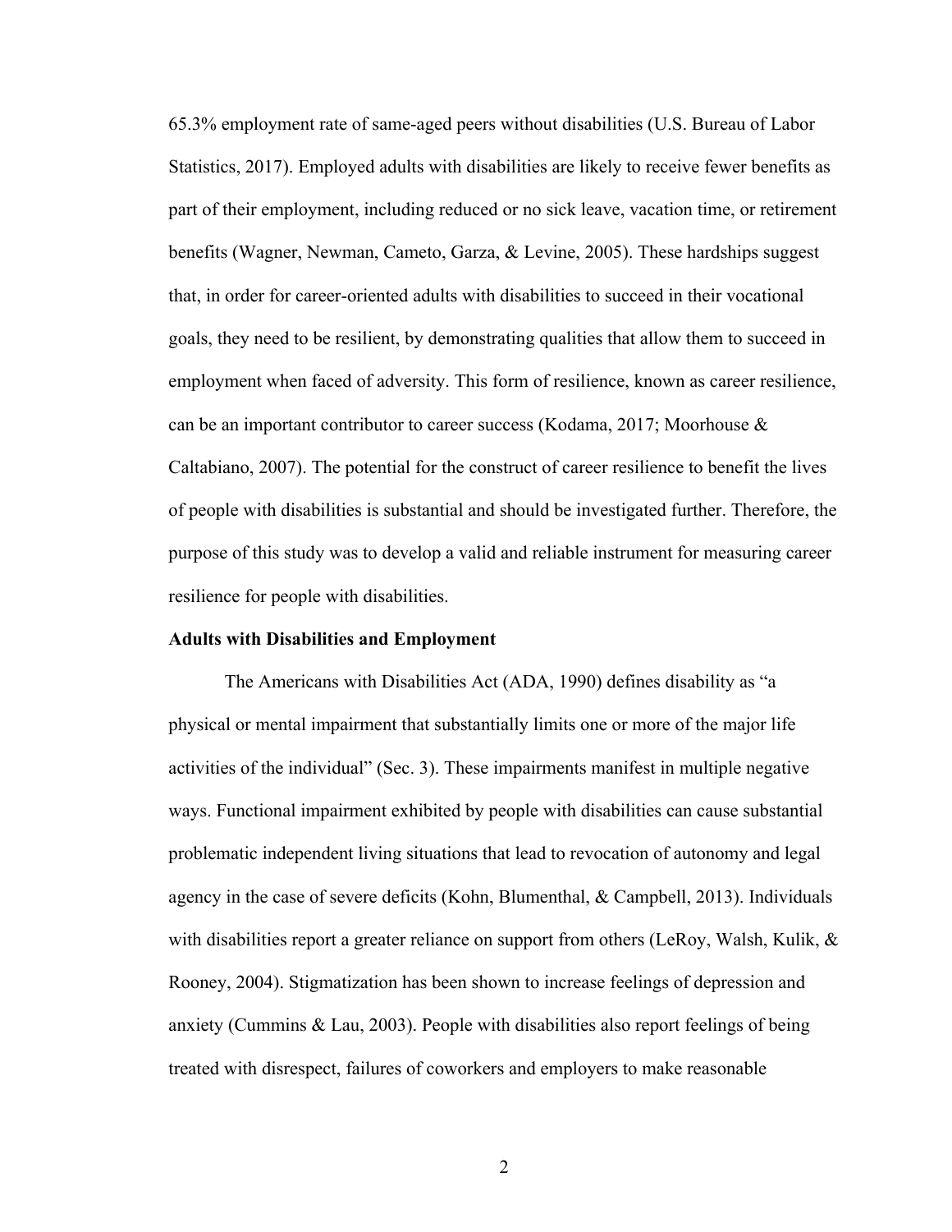65.3% employment rate of same-aged peers without disabilities (U.S. Bureau of Labor Statistics, 2017). Employed adults with disabilities are likely to receive fewer benefits as part of their employment, including reduced or no sick leave, vacation time, or retirement benefits (Wagner, Newman, Cameto, Garza, & Levine, 2005). These hardships suggest that, in order for career-oriented adults with disabilities to succeed in their vocational goals, they need to be resilient, by demonstrating qualities that allow them to succeed in employment when faced of adversity. This form of resilience, known as career resilience, can be an important contributor to career success (Kodama, 2017; Moorhouse & Caltabiano, 2007). The potential for the construct of career resilience to benefit the lives of people with disabilities is substantial and should be investigated further. Therefore, the purpose of this study was to develop a valid and reliable instrument for measuring career resilience for people with disabilities.

**Adults with Disabilities and Employment**

The Americans with Disabilities Act (ADA, 1990) defines disability as "a physical or mental impairment that substantially limits one or more of the major life activities of the individual" (Sec. 3). These impairments manifest in multiple negative ways. Functional impairment exhibited by people with disabilities can cause substantial problematic independent living situations that lead to revocation of autonomy and legal agency in the case of severe deficits (Kohn, Blumenthal, & Campbell, 2013). Individuals with disabilities report a greater reliance on support from others (LeRoy, Walsh, Kulik, & Rooney, 2004). Stigmatization has been shown to increase feelings of depression and anxiety (Cummins & Lau, 2003). People with disabilities also report feelings of being treated with disrespect, failures of coworkers and employers to make reasonable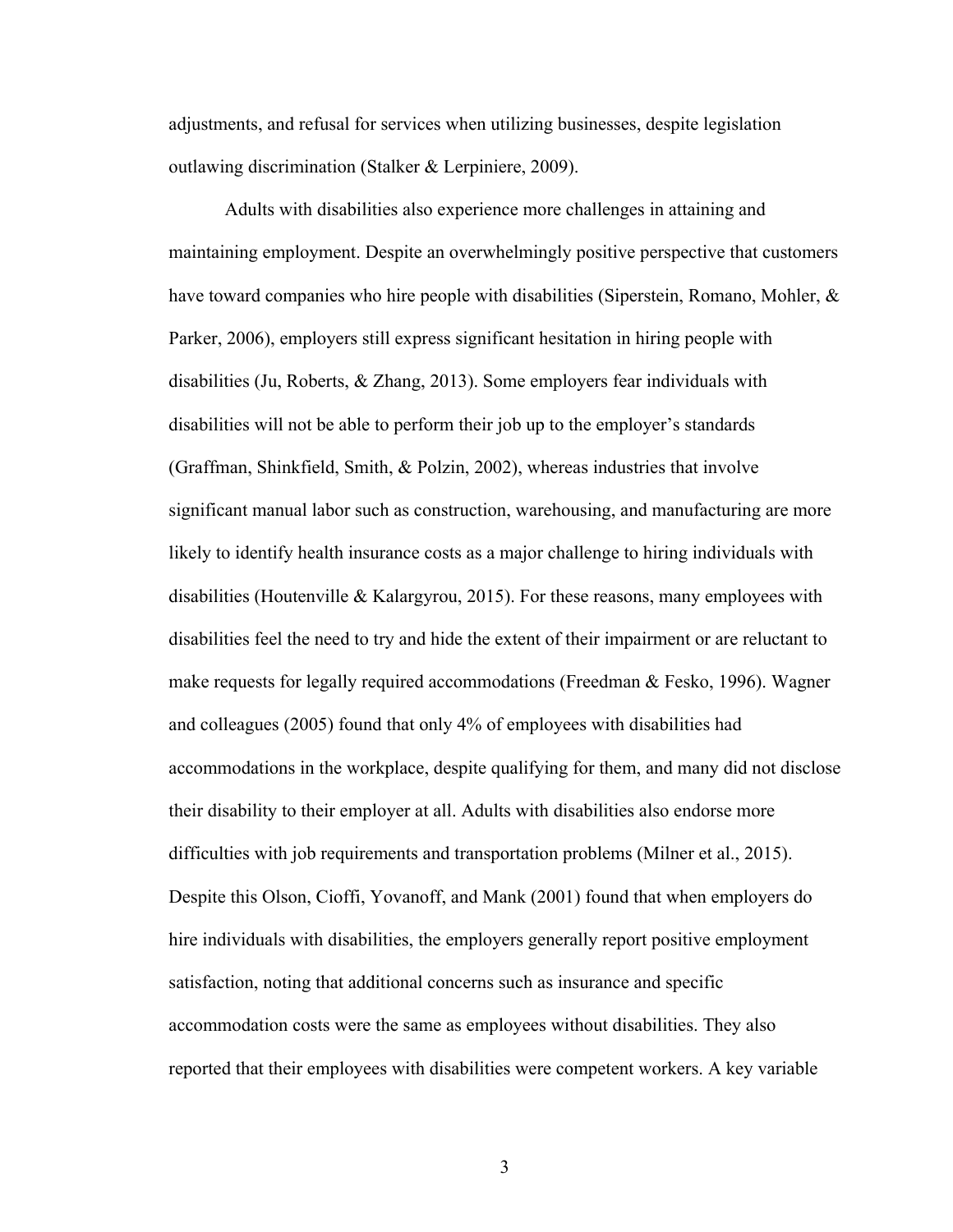adjustments, and refusal for services when utilizing businesses, despite legislation outlawing discrimination (Stalker & Lerpiniere, 2009).

Adults with disabilities also experience more challenges in attaining and maintaining employment. Despite an overwhelmingly positive perspective that customers have toward companies who hire people with disabilities (Siperstein, Romano, Mohler, & Parker, 2006), employers still express significant hesitation in hiring people with disabilities (Ju, Roberts, & Zhang, 2013). Some employers fear individuals with disabilities will not be able to perform their job up to the employer's standards (Graffman, Shinkfield, Smith, & Polzin, 2002), whereas industries that involve significant manual labor such as construction, warehousing, and manufacturing are more likely to identify health insurance costs as a major challenge to hiring individuals with disabilities (Houtenville & Kalargyrou, 2015). For these reasons, many employees with disabilities feel the need to try and hide the extent of their impairment or are reluctant to make requests for legally required accommodations (Freedman & Fesko, 1996). Wagner and colleagues (2005) found that only 4% of employees with disabilities had accommodations in the workplace, despite qualifying for them, and many did not disclose their disability to their employer at all. Adults with disabilities also endorse more difficulties with job requirements and transportation problems (Milner et al., 2015). Despite this Olson, Cioffi, Yovanoff, and Mank (2001) found that when employers do hire individuals with disabilities, the employers generally report positive employment satisfaction, noting that additional concerns such as insurance and specific accommodation costs were the same as employees without disabilities. They also reported that their employees with disabilities were competent workers. A key variable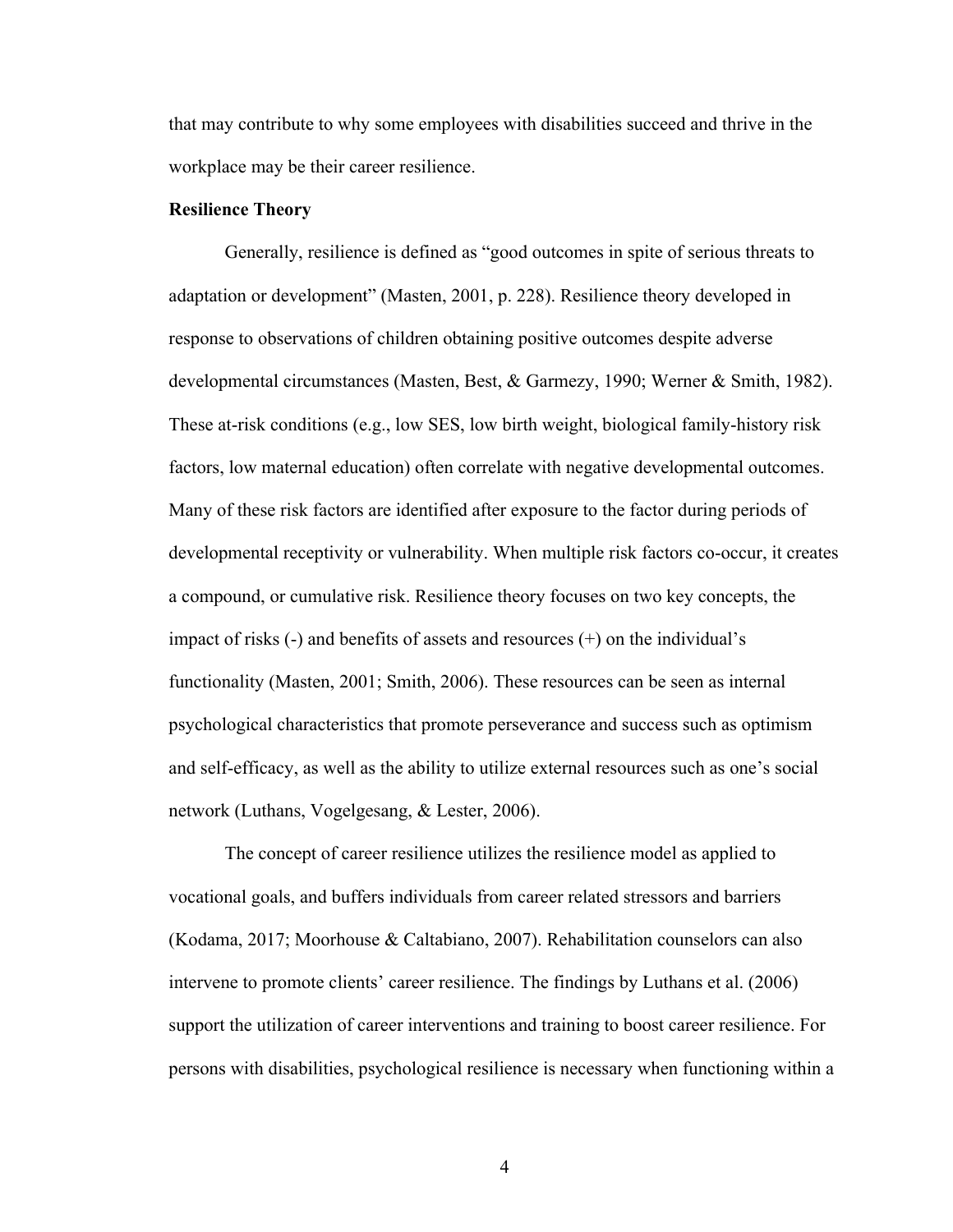that may contribute to why some employees with disabilities succeed and thrive in the workplace may be their career resilience.

**Resilience Theory**

Generally, resilience is defined as "good outcomes in spite of serious threats to adaptation or development" (Masten, 2001, p. 228). Resilience theory developed in response to observations of children obtaining positive outcomes despite adverse developmental circumstances (Masten, Best, & Garmezy, 1990; Werner & Smith, 1982). These at-risk conditions (e.g., low SES, low birth weight, biological family-history risk factors, low maternal education) often correlate with negative developmental outcomes. Many of these risk factors are identified after exposure to the factor during periods of developmental receptivity or vulnerability. When multiple risk factors co-occur, it creates a compound, or cumulative risk. Resilience theory focuses on two key concepts, the impact of risks (-) and benefits of assets and resources (+) on the individual's functionality (Masten, 2001; Smith, 2006). These resources can be seen as internal psychological characteristics that promote perseverance and success such as optimism and self-efficacy, as well as the ability to utilize external resources such as one's social network (Luthans, Vogelgesang, & Lester, 2006).

The concept of career resilience utilizes the resilience model as applied to vocational goals, and buffers individuals from career related stressors and barriers (Kodama, 2017; Moorhouse & Caltabiano, 2007). Rehabilitation counselors can also intervene to promote clients' career resilience. The findings by Luthans et al. (2006) support the utilization of career interventions and training to boost career resilience. For persons with disabilities, psychological resilience is necessary when functioning within a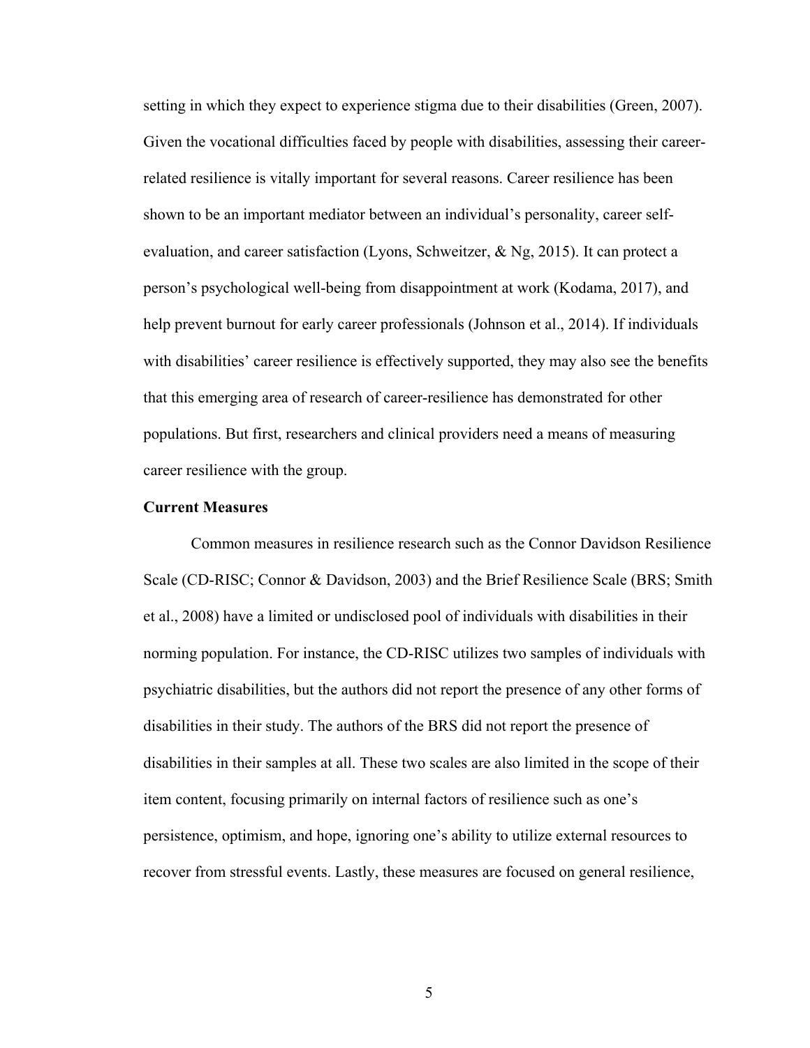setting in which they expect to experience stigma due to their disabilities (Green, 2007). Given the vocational difficulties faced by people with disabilities, assessing their career-related resilience is vitally important for several reasons. Career resilience has been shown to be an important mediator between an individual's personality, career self-evaluation, and career satisfaction (Lyons, Schweitzer, & Ng, 2015). It can protect a person's psychological well-being from disappointment at work (Kodama, 2017), and help prevent burnout for early career professionals (Johnson et al., 2014). If individuals with disabilities' career resilience is effectively supported, they may also see the benefits that this emerging area of research of career-resilience has demonstrated for other populations. But first, researchers and clinical providers need a means of measuring career resilience with the group.

**Current Measures**

Common measures in resilience research such as the Connor Davidson Resilience Scale (CD-RISC; Connor & Davidson, 2003) and the Brief Resilience Scale (BRS; Smith et al., 2008) have a limited or undisclosed pool of individuals with disabilities in their norming population. For instance, the CD-RISC utilizes two samples of individuals with psychiatric disabilities, but the authors did not report the presence of any other forms of disabilities in their study. The authors of the BRS did not report the presence of disabilities in their samples at all. These two scales are also limited in the scope of their item content, focusing primarily on internal factors of resilience such as one's persistence, optimism, and hope, ignoring one's ability to utilize external resources to recover from stressful events. Lastly, these measures are focused on general resilience,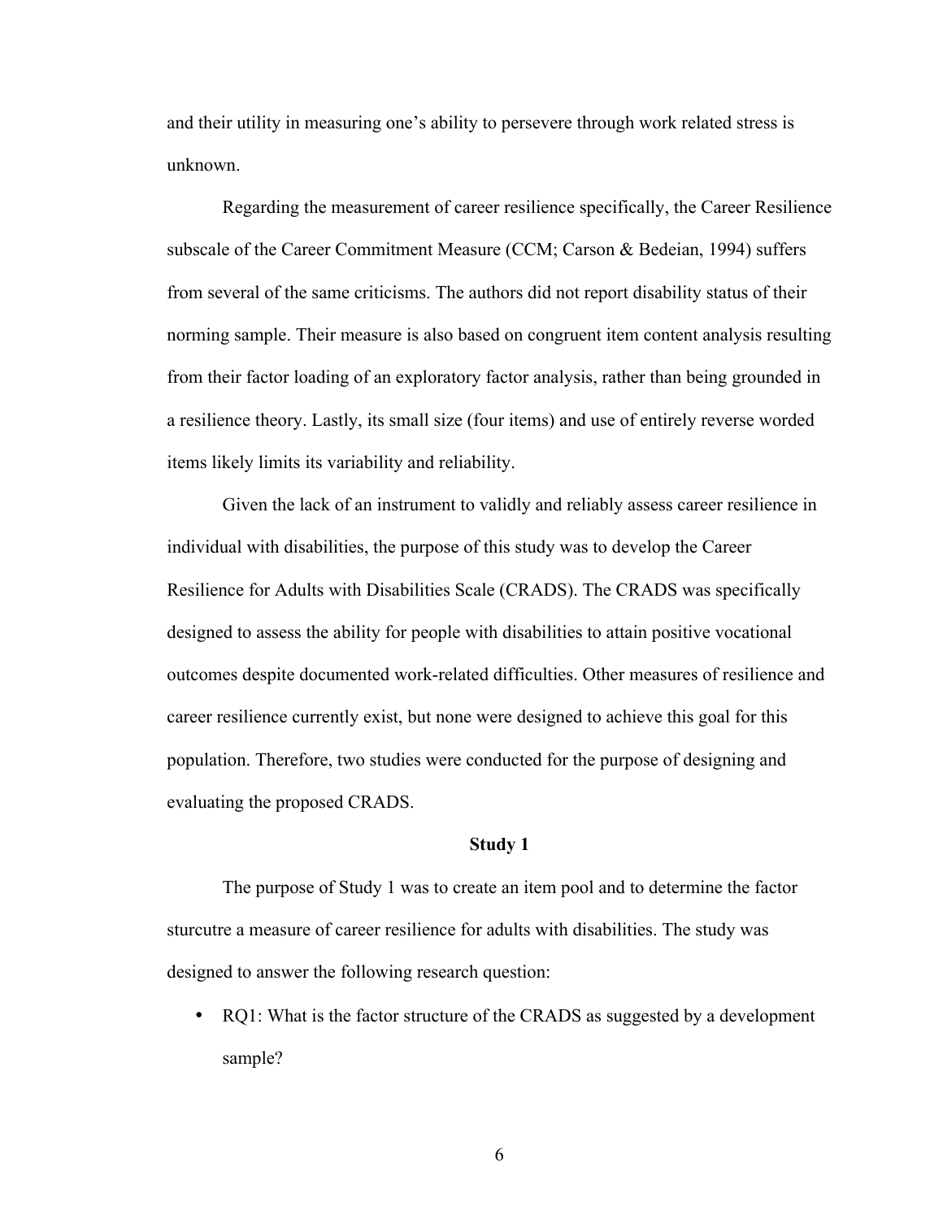and their utility in measuring one's ability to persevere through work related stress is unknown.

Regarding the measurement of career resilience specifically, the Career Resilience subscale of the Career Commitment Measure (CCM; Carson & Bedeian, 1994) suffers from several of the same criticisms. The authors did not report disability status of their norming sample. Their measure is also based on congruent item content analysis resulting from their factor loading of an exploratory factor analysis, rather than being grounded in a resilience theory. Lastly, its small size (four items) and use of entirely reverse worded items likely limits its variability and reliability.

Given the lack of an instrument to validly and reliably assess career resilience in individual with disabilities, the purpose of this study was to develop the Career Resilience for Adults with Disabilities Scale (CRADS). The CRADS was specifically designed to assess the ability for people with disabilities to attain positive vocational outcomes despite documented work-related difficulties. Other measures of resilience and career resilience currently exist, but none were designed to achieve this goal for this population. Therefore, two studies were conducted for the purpose of designing and evaluating the proposed CRADS.

## Study 1

The purpose of Study 1 was to create an item pool and to determine the factor sturcutre a measure of career resilience for adults with disabilities. The study was designed to answer the following research question:

- RQ1: What is the factor structure of the CRADS as suggested by a development sample?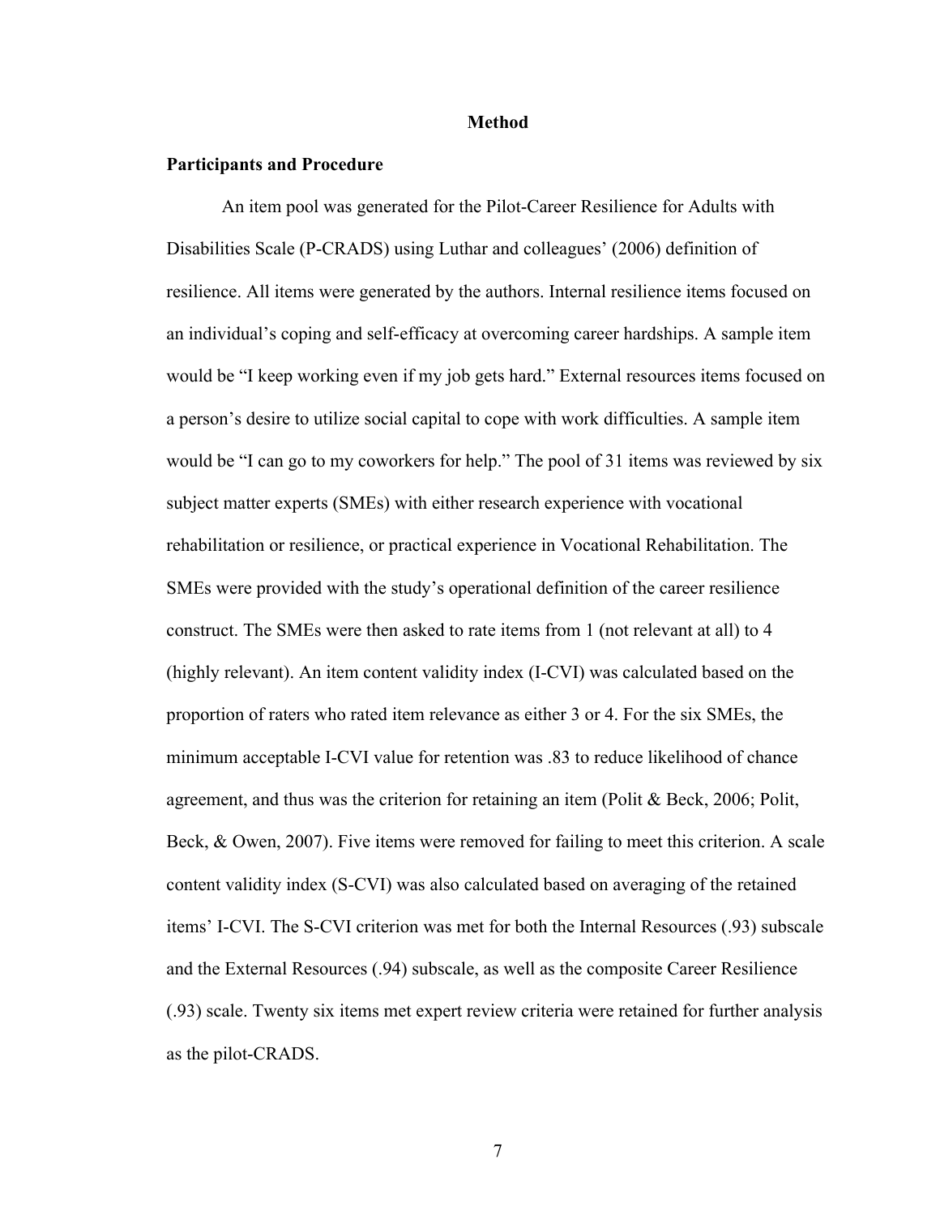## Method

### Participants and Procedure

An item pool was generated for the Pilot-Career Resilience for Adults with Disabilities Scale (P-CRADS) using Luthar and colleagues' (2006) definition of resilience. All items were generated by the authors. Internal resilience items focused on an individual's coping and self-efficacy at overcoming career hardships. A sample item would be "I keep working even if my job gets hard." External resources items focused on a person's desire to utilize social capital to cope with work difficulties. A sample item would be "I can go to my coworkers for help." The pool of 31 items was reviewed by six subject matter experts (SMEs) with either research experience with vocational rehabilitation or resilience, or practical experience in Vocational Rehabilitation. The SMEs were provided with the study's operational definition of the career resilience construct. The SMEs were then asked to rate items from 1 (not relevant at all) to 4 (highly relevant). An item content validity index (I-CVI) was calculated based on the proportion of raters who rated item relevance as either 3 or 4. For the six SMEs, the minimum acceptable I-CVI value for retention was .83 to reduce likelihood of chance agreement, and thus was the criterion for retaining an item (Polit & Beck, 2006; Polit, Beck, & Owen, 2007). Five items were removed for failing to meet this criterion. A scale content validity index (S-CVI) was also calculated based on averaging of the retained items' I-CVI. The S-CVI criterion was met for both the Internal Resources (.93) subscale and the External Resources (.94) subscale, as well as the composite Career Resilience (.93) scale. Twenty six items met expert review criteria were retained for further analysis as the pilot-CRADS.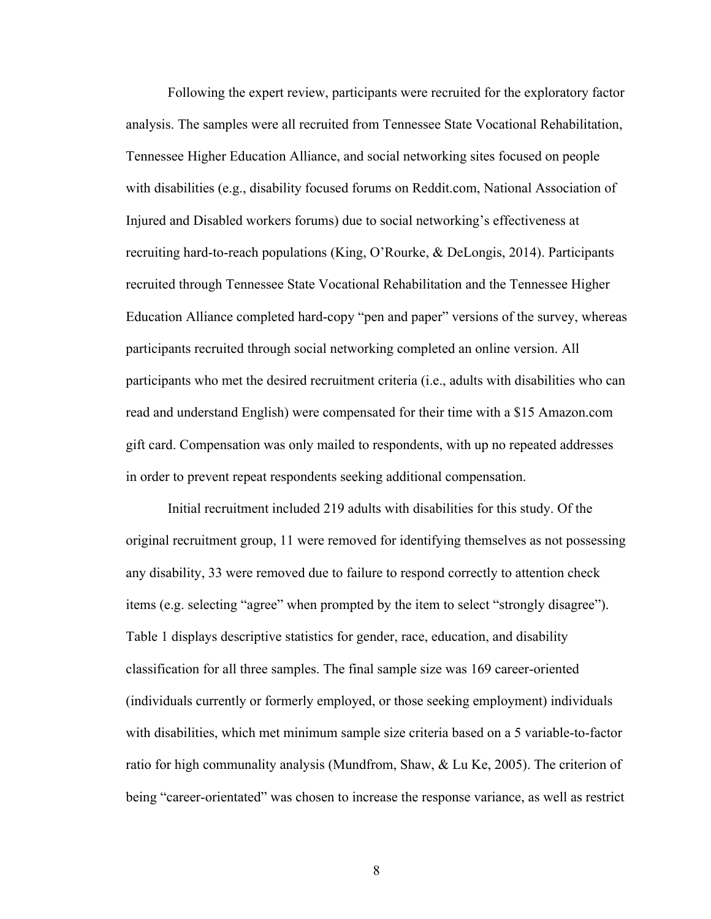Following the expert review, participants were recruited for the exploratory factor analysis. The samples were all recruited from Tennessee State Vocational Rehabilitation, Tennessee Higher Education Alliance, and social networking sites focused on people with disabilities (e.g., disability focused forums on Reddit.com, National Association of Injured and Disabled workers forums) due to social networking's effectiveness at recruiting hard-to-reach populations (King, O'Rourke, & DeLongis, 2014). Participants recruited through Tennessee State Vocational Rehabilitation and the Tennessee Higher Education Alliance completed hard-copy "pen and paper" versions of the survey, whereas participants recruited through social networking completed an online version. All participants who met the desired recruitment criteria (i.e., adults with disabilities who can read and understand English) were compensated for their time with a $15 Amazon.com gift card. Compensation was only mailed to respondents, with up no repeated addresses in order to prevent repeat respondents seeking additional compensation.

Initial recruitment included 219 adults with disabilities for this study. Of the original recruitment group, 11 were removed for identifying themselves as not possessing any disability, 33 were removed due to failure to respond correctly to attention check items (e.g. selecting "agree" when prompted by the item to select "strongly disagree"). Table 1 displays descriptive statistics for gender, race, education, and disability classification for all three samples. The final sample size was 169 career-oriented (individuals currently or formerly employed, or those seeking employment) individuals with disabilities, which met minimum sample size criteria based on a 5 variable-to-factor ratio for high communality analysis (Mundfrom, Shaw, & Lu Ke, 2005). The criterion of being "career-orientated" was chosen to increase the response variance, as well as restrict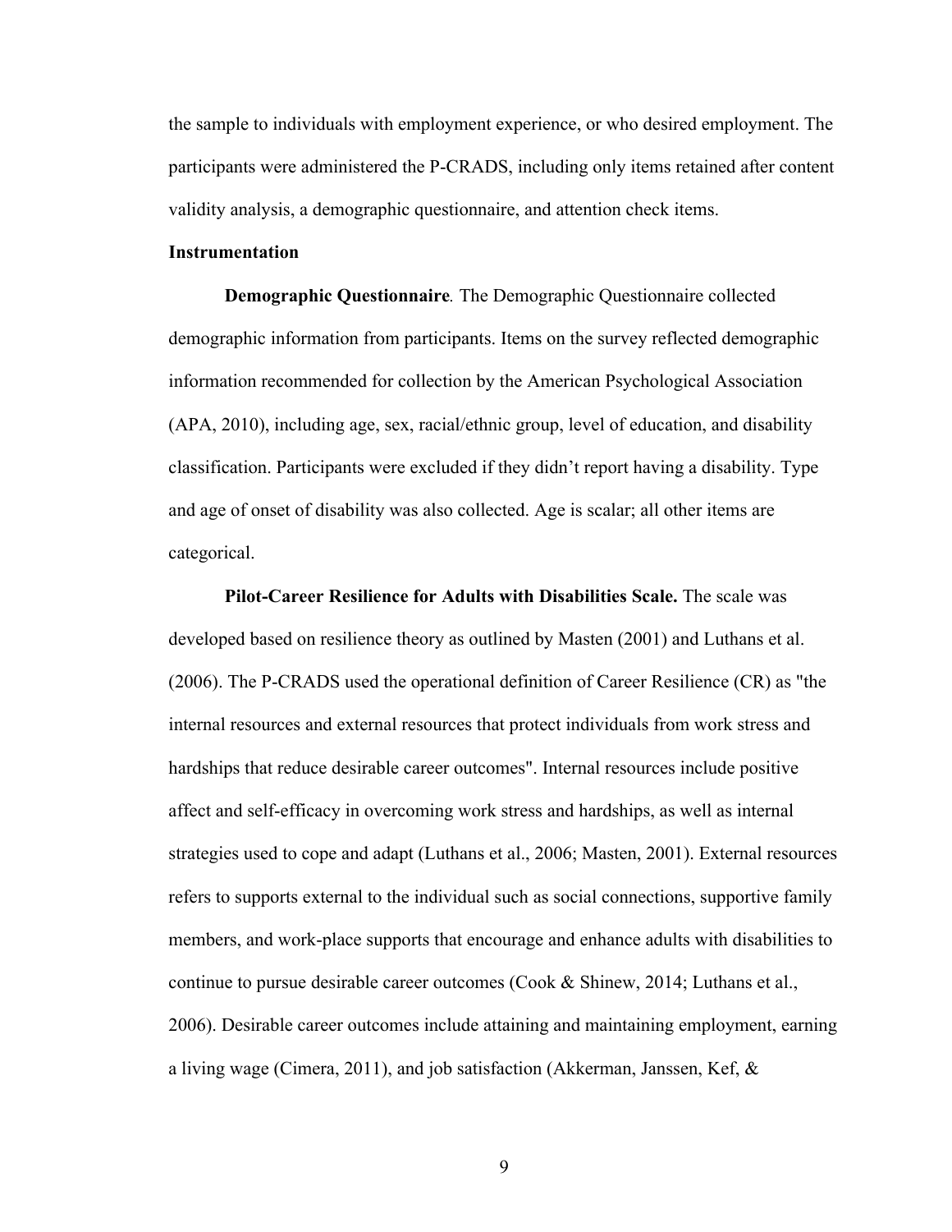the sample to individuals with employment experience, or who desired employment. The participants were administered the P-CRADS, including only items retained after content validity analysis, a demographic questionnaire, and attention check items.

**Instrumentation**

**Demographic Questionnaire***.* The Demographic Questionnaire collected demographic information from participants. Items on the survey reflected demographic information recommended for collection by the American Psychological Association (APA, 2010), including age, sex, racial/ethnic group, level of education, and disability classification. Participants were excluded if they didn't report having a disability. Type and age of onset of disability was also collected. Age is scalar; all other items are categorical.

**Pilot-Career Resilience for Adults with Disabilities Scale.** The scale was developed based on resilience theory as outlined by Masten (2001) and Luthans et al. (2006). The P-CRADS used the operational definition of Career Resilience (CR) as "the internal resources and external resources that protect individuals from work stress and hardships that reduce desirable career outcomes". Internal resources include positive affect and self-efficacy in overcoming work stress and hardships, as well as internal strategies used to cope and adapt (Luthans et al., 2006; Masten, 2001). External resources refers to supports external to the individual such as social connections, supportive family members, and work-place supports that encourage and enhance adults with disabilities to continue to pursue desirable career outcomes (Cook & Shinew, 2014; Luthans et al., 2006). Desirable career outcomes include attaining and maintaining employment, earning a living wage (Cimera, 2011), and job satisfaction (Akkerman, Janssen, Kef, &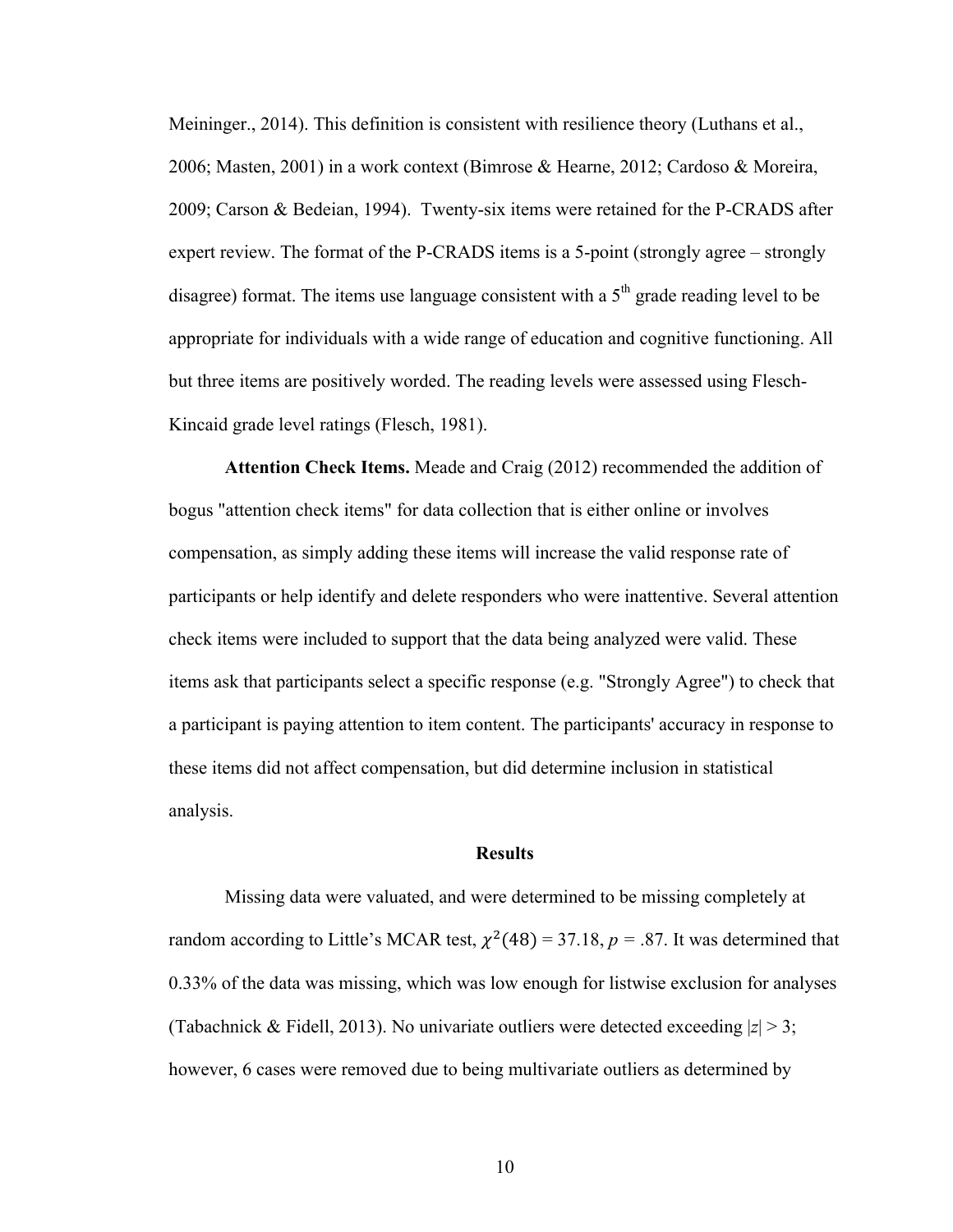Meininger., 2014). This definition is consistent with resilience theory (Luthans et al., 2006; Masten, 2001) in a work context (Bimrose & Hearne, 2012; Cardoso & Moreira, 2009; Carson & Bedeian, 1994). Twenty-six items were retained for the P-CRADS after expert review. The format of the P-CRADS items is a 5-point (strongly agree – strongly disagree) format. The items use language consistent with a 5th grade reading level to be appropriate for individuals with a wide range of education and cognitive functioning. All but three items are positively worded. The reading levels were assessed using Flesch-Kincaid grade level ratings (Flesch, 1981).

**Attention Check Items.** Meade and Craig (2012) recommended the addition of bogus "attention check items" for data collection that is either online or involves compensation, as simply adding these items will increase the valid response rate of participants or help identify and delete responders who were inattentive. Several attention check items were included to support that the data being analyzed were valid. These items ask that participants select a specific response (e.g. "Strongly Agree") to check that a participant is paying attention to item content. The participants' accuracy in response to these items did not affect compensation, but did determine inclusion in statistical analysis.

## Results

Missing data were valuated, and were determined to be missing completely at random according to Little's MCAR test, $\chi^2(48) = 37.18$, $p = .87$. It was determined that 0.33% of the data was missing, which was low enough for listwise exclusion for analyses (Tabachnick & Fidell, 2013). No univariate outliers were detected exceeding $|z| > 3$; however, 6 cases were removed due to being multivariate outliers as determined by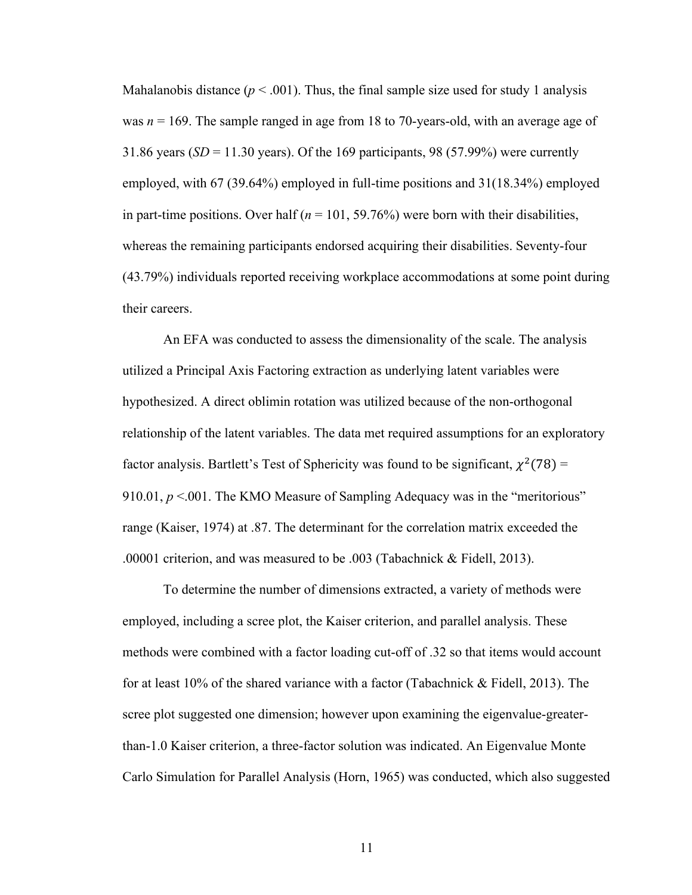Mahalanobis distance ($p < .001$). Thus, the final sample size used for study 1 analysis was $n = 169$. The sample ranged in age from 18 to 70-years-old, with an average age of 31.86 years ($SD = 11.30$ years). Of the 169 participants, 98 (57.99%) were currently employed, with 67 (39.64%) employed in full-time positions and 31(18.34%) employed in part-time positions. Over half ($n = 101$, 59.76%) were born with their disabilities, whereas the remaining participants endorsed acquiring their disabilities. Seventy-four (43.79%) individuals reported receiving workplace accommodations at some point during their careers.

An EFA was conducted to assess the dimensionality of the scale. The analysis utilized a Principal Axis Factoring extraction as underlying latent variables were hypothesized. A direct oblimin rotation was utilized because of the non-orthogonal relationship of the latent variables. The data met required assumptions for an exploratory factor analysis. Bartlett's Test of Sphericity was found to be significant, $\chi^2(78) = 910.01$, $p < .001$. The KMO Measure of Sampling Adequacy was in the "meritorious" range (Kaiser, 1974) at .87. The determinant for the correlation matrix exceeded the .00001 criterion, and was measured to be .003 (Tabachnick & Fidell, 2013).

To determine the number of dimensions extracted, a variety of methods were employed, including a scree plot, the Kaiser criterion, and parallel analysis. These methods were combined with a factor loading cut-off of .32 so that items would account for at least 10% of the shared variance with a factor (Tabachnick & Fidell, 2013). The scree plot suggested one dimension; however upon examining the eigenvalue-greater-than-1.0 Kaiser criterion, a three-factor solution was indicated. An Eigenvalue Monte Carlo Simulation for Parallel Analysis (Horn, 1965) was conducted, which also suggested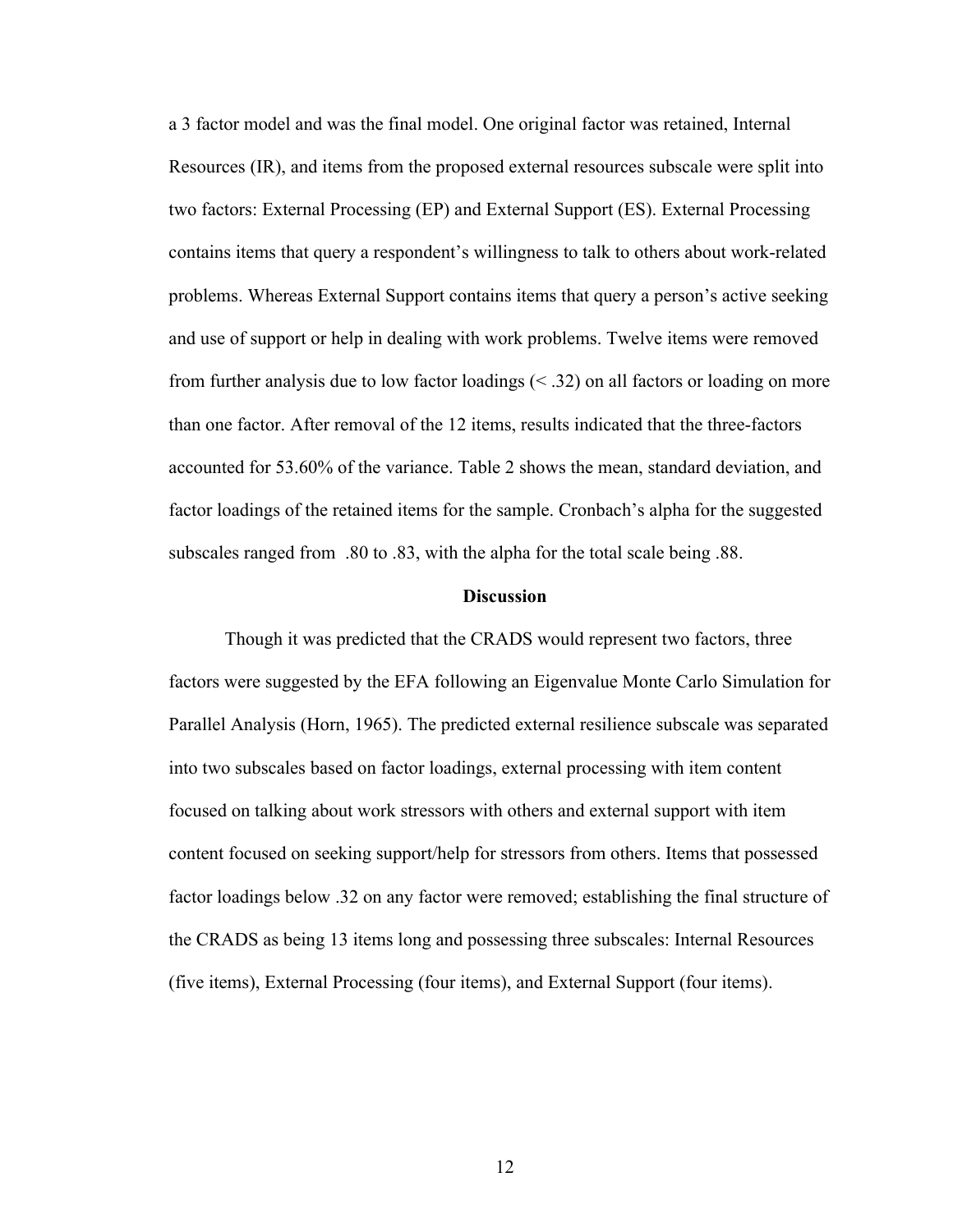a 3 factor model and was the final model. One original factor was retained, Internal Resources (IR), and items from the proposed external resources subscale were split into two factors: External Processing (EP) and External Support (ES). External Processing contains items that query a respondent's willingness to talk to others about work-related problems. Whereas External Support contains items that query a person's active seeking and use of support or help in dealing with work problems. Twelve items were removed from further analysis due to low factor loadings (< .32) on all factors or loading on more than one factor. After removal of the 12 items, results indicated that the three-factors accounted for 53.60% of the variance. Table 2 shows the mean, standard deviation, and factor loadings of the retained items for the sample. Cronbach's alpha for the suggested subscales ranged from .80 to .83, with the alpha for the total scale being .88.

## Discussion

Though it was predicted that the CRADS would represent two factors, three factors were suggested by the EFA following an Eigenvalue Monte Carlo Simulation for Parallel Analysis (Horn, 1965). The predicted external resilience subscale was separated into two subscales based on factor loadings, external processing with item content focused on talking about work stressors with others and external support with item content focused on seeking support/help for stressors from others. Items that possessed factor loadings below .32 on any factor were removed; establishing the final structure of the CRADS as being 13 items long and possessing three subscales: Internal Resources (five items), External Processing (four items), and External Support (four items).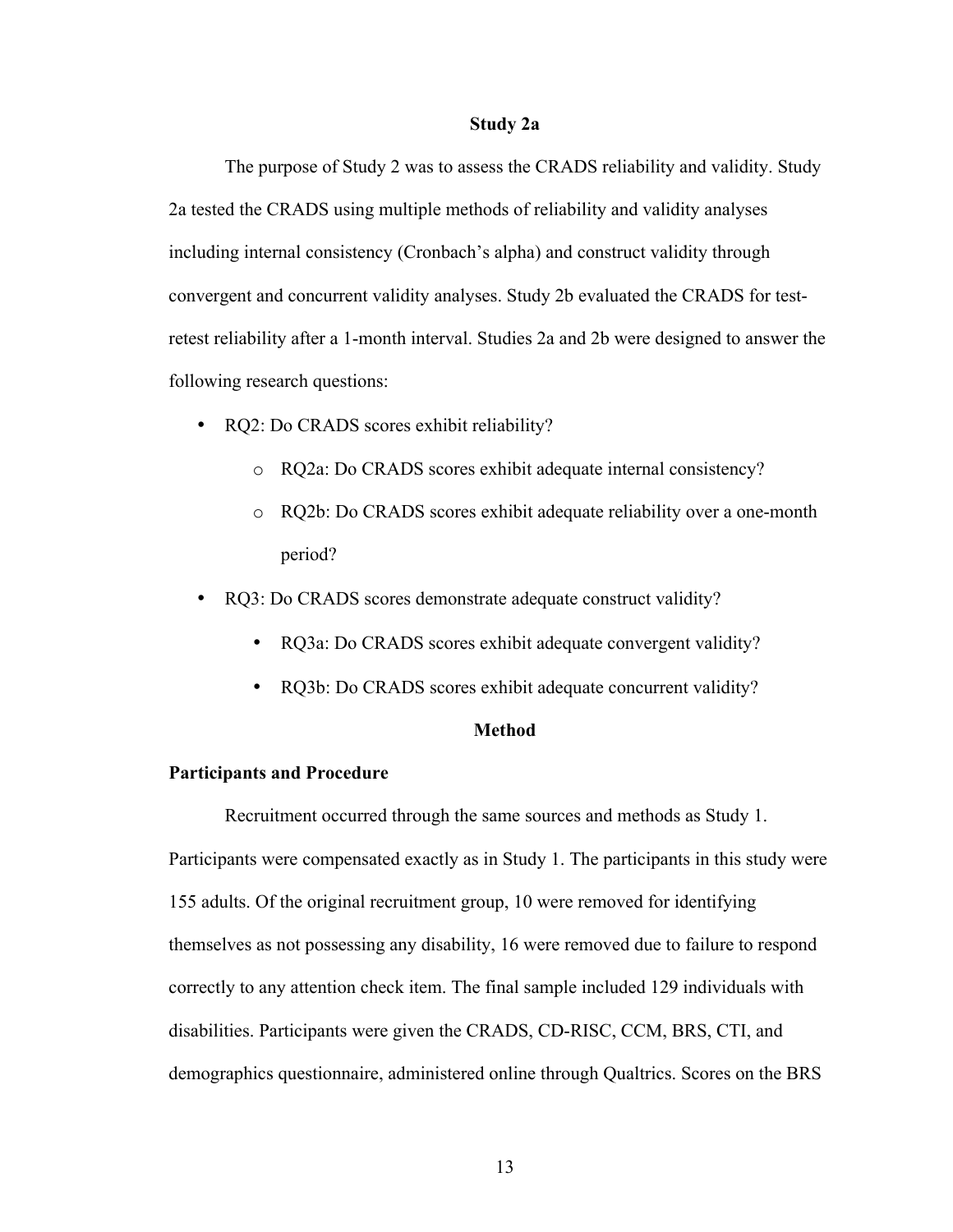## Study 2a

The purpose of Study 2 was to assess the CRADS reliability and validity. Study 2a tested the CRADS using multiple methods of reliability and validity analyses including internal consistency (Cronbach's alpha) and construct validity through convergent and concurrent validity analyses. Study 2b evaluated the CRADS for test-retest reliability after a 1-month interval. Studies 2a and 2b were designed to answer the following research questions:

- RQ2: Do CRADS scores exhibit reliability?
  - RQ2a: Do CRADS scores exhibit adequate internal consistency?
  - RQ2b: Do CRADS scores exhibit adequate reliability over a one-month period?
- RQ3: Do CRADS scores demonstrate adequate construct validity?
  - RQ3a: Do CRADS scores exhibit adequate convergent validity?
  - RQ3b: Do CRADS scores exhibit adequate concurrent validity?

## Method

### Participants and Procedure

Recruitment occurred through the same sources and methods as Study 1. Participants were compensated exactly as in Study 1. The participants in this study were 155 adults. Of the original recruitment group, 10 were removed for identifying themselves as not possessing any disability, 16 were removed due to failure to respond correctly to any attention check item. The final sample included 129 individuals with disabilities. Participants were given the CRADS, CD-RISC, CCM, BRS, CTI, and demographics questionnaire, administered online through Qualtrics. Scores on the BRS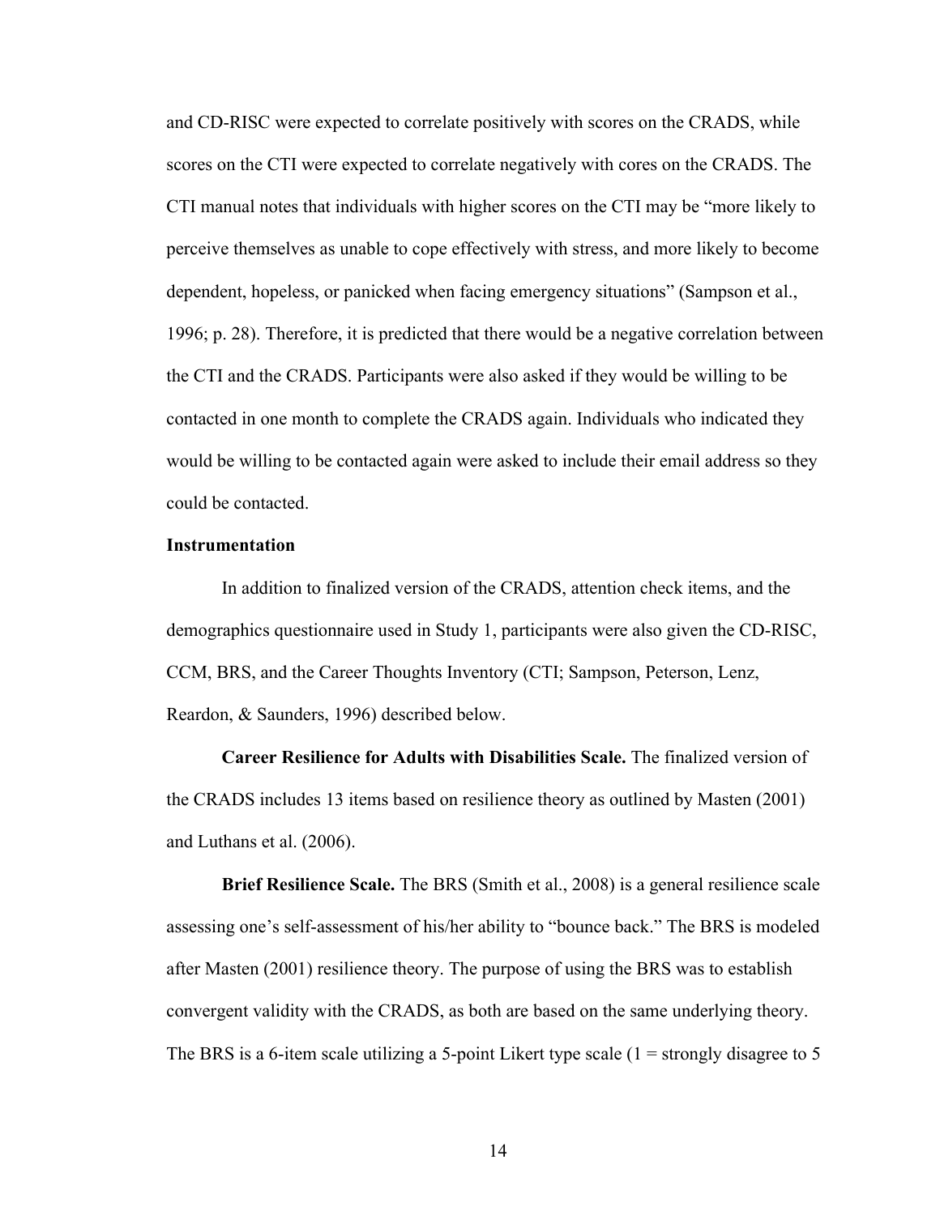and CD-RISC were expected to correlate positively with scores on the CRADS, while scores on the CTI were expected to correlate negatively with cores on the CRADS. The CTI manual notes that individuals with higher scores on the CTI may be "more likely to perceive themselves as unable to cope effectively with stress, and more likely to become dependent, hopeless, or panicked when facing emergency situations" (Sampson et al., 1996; p. 28). Therefore, it is predicted that there would be a negative correlation between the CTI and the CRADS. Participants were also asked if they would be willing to be contacted in one month to complete the CRADS again. Individuals who indicated they would be willing to be contacted again were asked to include their email address so they could be contacted.

**Instrumentation**

In addition to finalized version of the CRADS, attention check items, and the demographics questionnaire used in Study 1, participants were also given the CD-RISC, CCM, BRS, and the Career Thoughts Inventory (CTI; Sampson, Peterson, Lenz, Reardon, & Saunders, 1996) described below.

**Career Resilience for Adults with Disabilities Scale.** The finalized version of the CRADS includes 13 items based on resilience theory as outlined by Masten (2001) and Luthans et al. (2006).

**Brief Resilience Scale.** The BRS (Smith et al., 2008) is a general resilience scale assessing one's self-assessment of his/her ability to "bounce back." The BRS is modeled after Masten (2001) resilience theory. The purpose of using the BRS was to establish convergent validity with the CRADS, as both are based on the same underlying theory. The BRS is a 6-item scale utilizing a 5-point Likert type scale (1 = strongly disagree to 5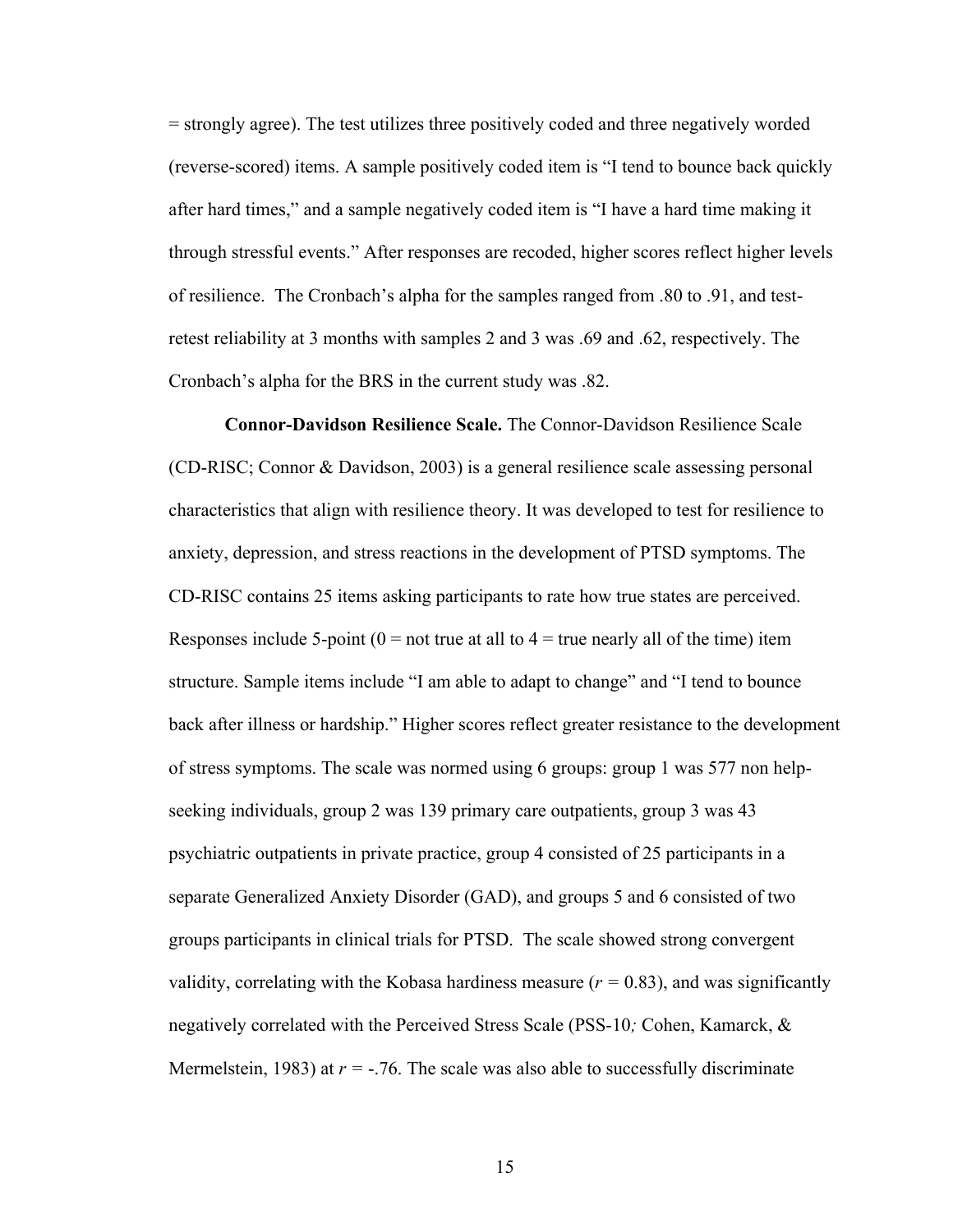= strongly agree). The test utilizes three positively coded and three negatively worded (reverse-scored) items. A sample positively coded item is “I tend to bounce back quickly after hard times,” and a sample negatively coded item is “I have a hard time making it through stressful events.” After responses are recoded, higher scores reflect higher levels of resilience. The Cronbach’s alpha for the samples ranged from .80 to .91, and test-retest reliability at 3 months with samples 2 and 3 was .69 and .62, respectively. The Cronbach’s alpha for the BRS in the current study was .82.

**Connor-Davidson Resilience Scale.** The Connor-Davidson Resilience Scale (CD-RISC; Connor & Davidson, 2003) is a general resilience scale assessing personal characteristics that align with resilience theory. It was developed to test for resilience to anxiety, depression, and stress reactions in the development of PTSD symptoms. The CD-RISC contains 25 items asking participants to rate how true states are perceived. Responses include 5-point (0 = not true at all to 4 = true nearly all of the time) item structure. Sample items include “I am able to adapt to change” and “I tend to bounce back after illness or hardship.” Higher scores reflect greater resistance to the development of stress symptoms. The scale was normed using 6 groups: group 1 was 577 non help-seeking individuals, group 2 was 139 primary care outpatients, group 3 was 43 psychiatric outpatients in private practice, group 4 consisted of 25 participants in a separate Generalized Anxiety Disorder (GAD), and groups 5 and 6 consisted of two groups participants in clinical trials for PTSD. The scale showed strong convergent validity, correlating with the Kobasa hardiness measure ($r$ = 0.83), and was significantly negatively correlated with the Perceived Stress Scale (PSS-10*;* Cohen, Kamarck, & Mermelstein, 1983) at $r$ = -.76. The scale was also able to successfully discriminate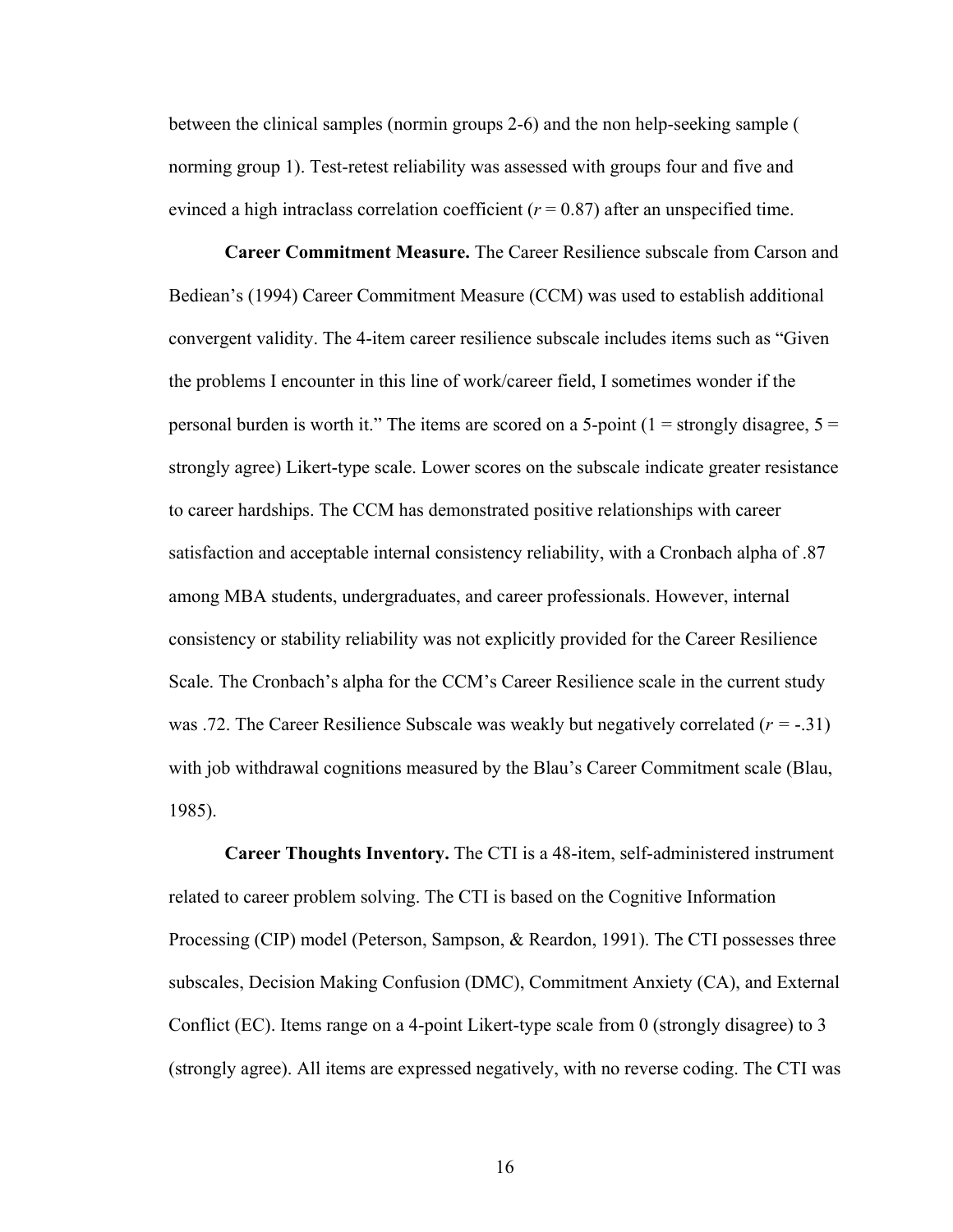between the clinical samples (normin groups 2-6) and the non help-seeking sample ( norming group 1). Test-retest reliability was assessed with groups four and five and evinced a high intraclass correlation coefficient ($r$ = 0.87) after an unspecified time.

**Career Commitment Measure.** The Career Resilience subscale from Carson and Bediean's (1994) Career Commitment Measure (CCM) was used to establish additional convergent validity. The 4-item career resilience subscale includes items such as "Given the problems I encounter in this line of work/career field, I sometimes wonder if the personal burden is worth it." The items are scored on a 5-point (1 = strongly disagree, 5 = strongly agree) Likert-type scale. Lower scores on the subscale indicate greater resistance to career hardships. The CCM has demonstrated positive relationships with career satisfaction and acceptable internal consistency reliability, with a Cronbach alpha of .87 among MBA students, undergraduates, and career professionals. However, internal consistency or stability reliability was not explicitly provided for the Career Resilience Scale. The Cronbach's alpha for the CCM's Career Resilience scale in the current study was .72. The Career Resilience Subscale was weakly but negatively correlated ($r$ = -.31) with job withdrawal cognitions measured by the Blau's Career Commitment scale (Blau, 1985).

**Career Thoughts Inventory.** The CTI is a 48-item, self-administered instrument related to career problem solving. The CTI is based on the Cognitive Information Processing (CIP) model (Peterson, Sampson, & Reardon, 1991). The CTI possesses three subscales, Decision Making Confusion (DMC), Commitment Anxiety (CA), and External Conflict (EC). Items range on a 4-point Likert-type scale from 0 (strongly disagree) to 3 (strongly agree). All items are expressed negatively, with no reverse coding. The CTI was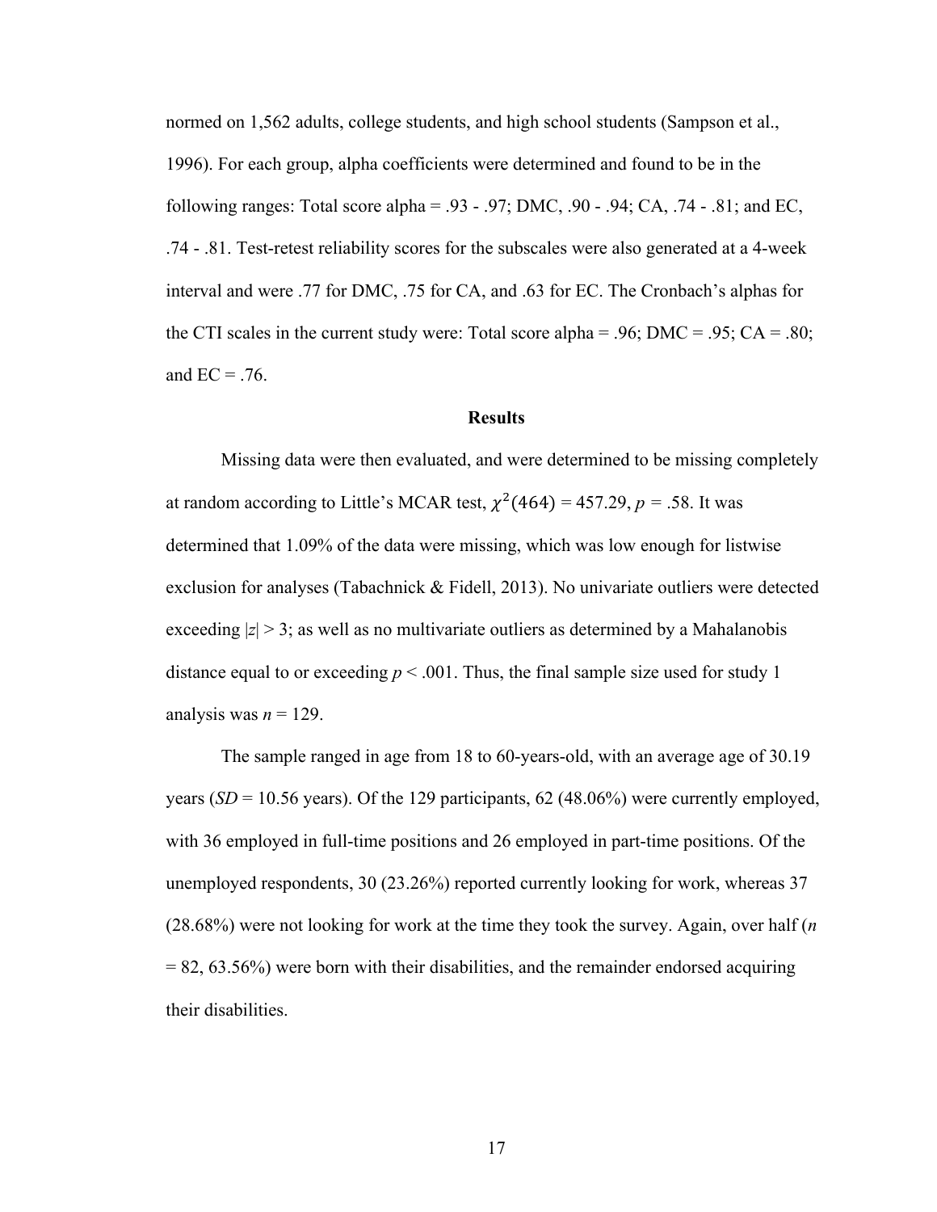normed on 1,562 adults, college students, and high school students (Sampson et al., 1996). For each group, alpha coefficients were determined and found to be in the following ranges: Total score alpha = .93 - .97; DMC, .90 - .94; CA, .74 - .81; and EC, .74 - .81. Test-retest reliability scores for the subscales were also generated at a 4-week interval and were .77 for DMC, .75 for CA, and .63 for EC. The Cronbach's alphas for the CTI scales in the current study were: Total score alpha = .96; DMC = .95; CA = .80; and EC = .76.

## Results

Missing data were then evaluated, and were determined to be missing completely at random according to Little's MCAR test, $\chi^2(464) = 457.29$, $p = .58$. It was determined that 1.09% of the data were missing, which was low enough for listwise exclusion for analyses (Tabachnick & Fidell, 2013). No univariate outliers were detected exceeding $|z| > 3$; as well as no multivariate outliers as determined by a Mahalanobis distance equal to or exceeding $p < .001$. Thus, the final sample size used for study 1 analysis was $n = 129$.

The sample ranged in age from 18 to 60-years-old, with an average age of 30.19 years (*SD* = 10.56 years). Of the 129 participants, 62 (48.06%) were currently employed, with 36 employed in full-time positions and 26 employed in part-time positions. Of the unemployed respondents, 30 (23.26%) reported currently looking for work, whereas 37 (28.68%) were not looking for work at the time they took the survey. Again, over half ($n = 82$, 63.56%) were born with their disabilities, and the remainder endorsed acquiring their disabilities.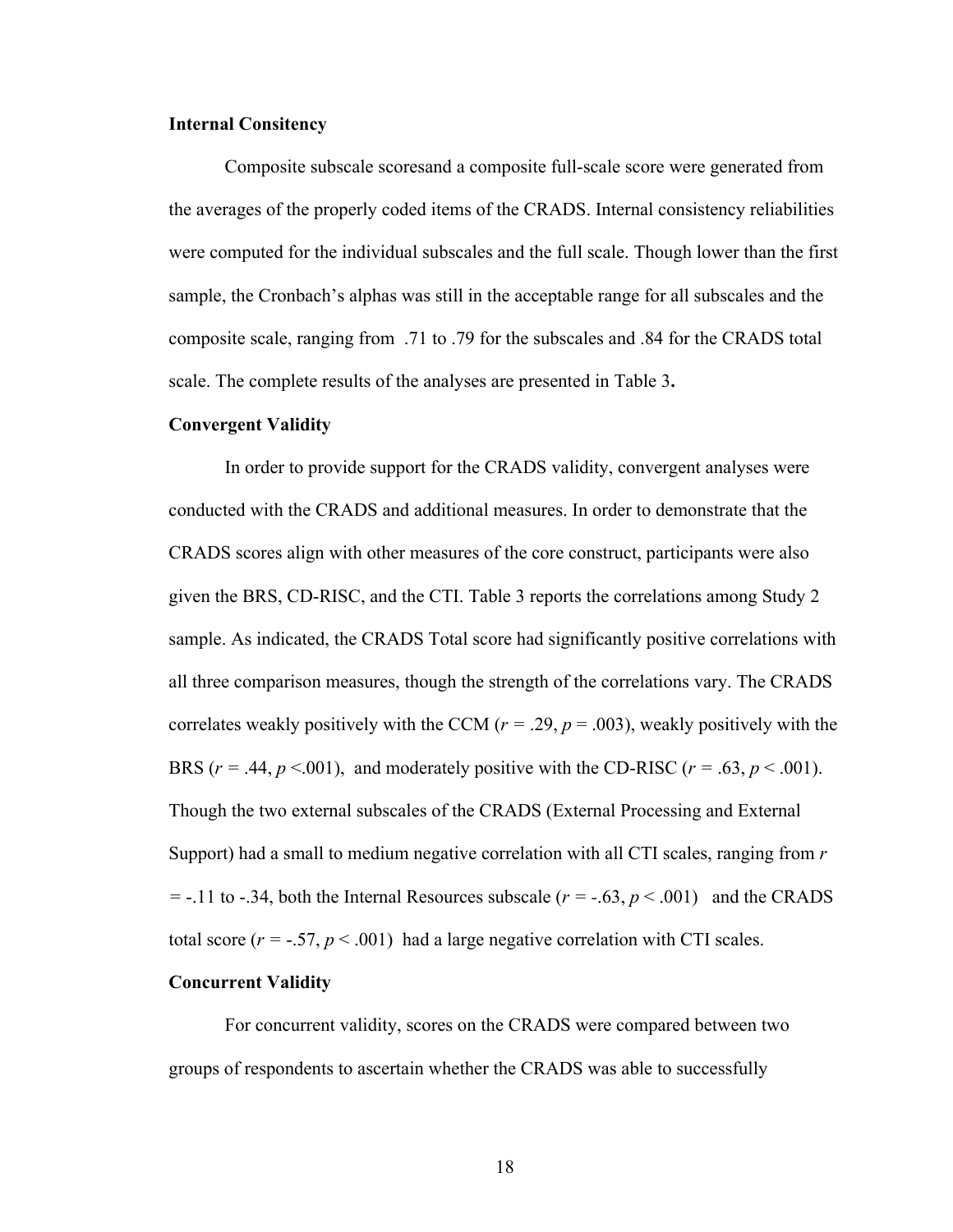**Internal Consitency**

Composite subscale scoresand a composite full-scale score were generated from the averages of the properly coded items of the CRADS. Internal consistency reliabilities were computed for the individual subscales and the full scale. Though lower than the first sample, the Cronbach's alphas was still in the acceptable range for all subscales and the composite scale, ranging from .71 to .79 for the subscales and .84 for the CRADS total scale. The complete results of the analyses are presented in Table 3**.**

**Convergent Validity**

In order to provide support for the CRADS validity, convergent analyses were conducted with the CRADS and additional measures. In order to demonstrate that the CRADS scores align with other measures of the core construct, participants were also given the BRS, CD-RISC, and the CTI. Table 3 reports the correlations among Study 2 sample. As indicated, the CRADS Total score had significantly positive correlations with all three comparison measures, though the strength of the correlations vary. The CRADS correlates weakly positively with the CCM ($r$ = .29, $p$ = .003), weakly positively with the BRS ($r$ = .44, $p$ <.001), and moderately positive with the CD-RISC ($r$ = .63, $p$ < .001). Though the two external subscales of the CRADS (External Processing and External Support) had a small to medium negative correlation with all CTI scales, ranging from $r$ = -.11 to -.34, both the Internal Resources subscale ($r$ = -.63, $p$ < .001) and the CRADS total score ($r$ = -.57, $p$ < .001) had a large negative correlation with CTI scales.

**Concurrent Validity**

For concurrent validity, scores on the CRADS were compared between two groups of respondents to ascertain whether the CRADS was able to successfully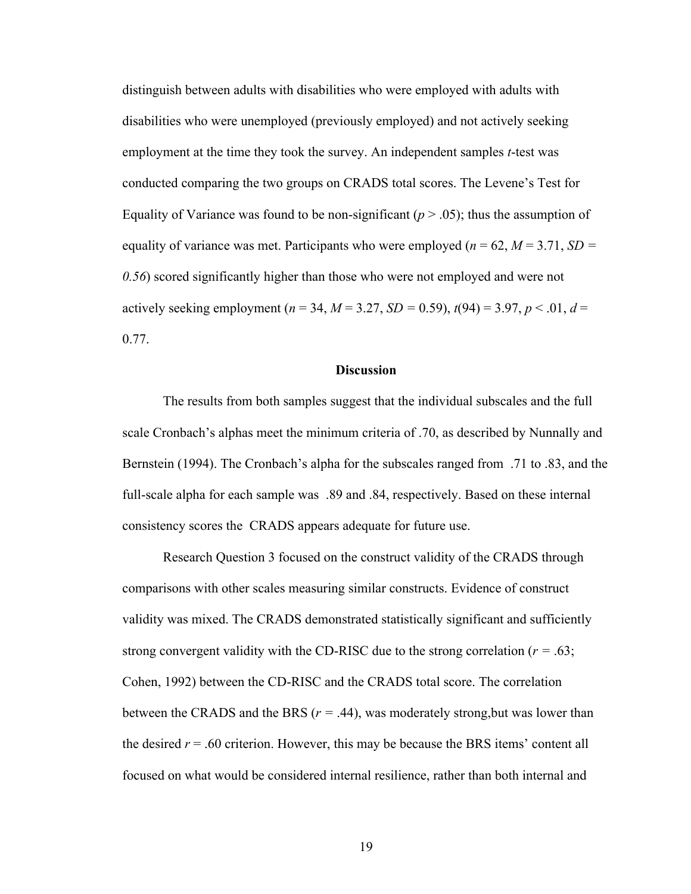distinguish between adults with disabilities who were employed with adults with disabilities who were unemployed (previously employed) and not actively seeking employment at the time they took the survey. An independent samples *t*-test was conducted comparing the two groups on CRADS total scores. The Levene's Test for Equality of Variance was found to be non-significant ($p > .05$); thus the assumption of equality of variance was met. Participants who were employed ($n = 62$, $M = 3.71$, $SD = 0.56$) scored significantly higher than those who were not employed and were not actively seeking employment ($n = 34$, $M = 3.27$, $SD = 0.59$), $t(94) = 3.97$, $p < .01$, $d = 0.77$.

## Discussion

The results from both samples suggest that the individual subscales and the full scale Cronbach's alphas meet the minimum criteria of .70, as described by Nunnally and Bernstein (1994). The Cronbach's alpha for the subscales ranged from .71 to .83, and the full-scale alpha for each sample was .89 and .84, respectively. Based on these internal consistency scores the CRADS appears adequate for future use.

Research Question 3 focused on the construct validity of the CRADS through comparisons with other scales measuring similar constructs. Evidence of construct validity was mixed. The CRADS demonstrated statistically significant and sufficiently strong convergent validity with the CD-RISC due to the strong correlation ($r = .63$; Cohen, 1992) between the CD-RISC and the CRADS total score. The correlation between the CRADS and the BRS ($r = .44$), was moderately strong,but was lower than the desired $r = .60$ criterion. However, this may be because the BRS items' content all focused on what would be considered internal resilience, rather than both internal and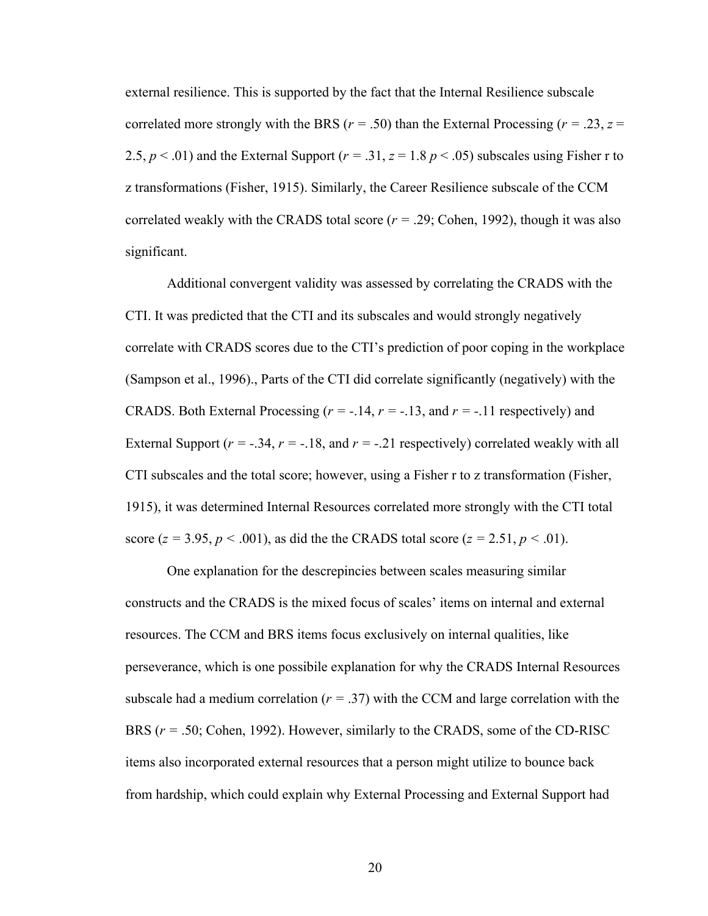external resilience. This is supported by the fact that the Internal Resilience subscale correlated more strongly with the BRS ($r$ = .50) than the External Processing ($r$ = .23, $z$ = 2.5, $p$ < .01) and the External Support ($r$ = .31, $z$ = 1.8 $p$ < .05) subscales using Fisher r to z transformations (Fisher, 1915). Similarly, the Career Resilience subscale of the CCM correlated weakly with the CRADS total score ($r$ = .29; Cohen, 1992), though it was also significant.

Additional convergent validity was assessed by correlating the CRADS with the CTI. It was predicted that the CTI and its subscales and would strongly negatively correlate with CRADS scores due to the CTI's prediction of poor coping in the workplace (Sampson et al., 1996)., Parts of the CTI did correlate significantly (negatively) with the CRADS. Both External Processing ($r$ = -.14, $r$ = -.13, and $r$ = -.11 respectively) and External Support ($r$ = -.34, $r$ = -.18, and $r$ = -.21 respectively) correlated weakly with all CTI subscales and the total score; however, using a Fisher r to z transformation (Fisher, 1915), it was determined Internal Resources correlated more strongly with the CTI total score ($z$ = 3.95, $p$ < .001), as did the the CRADS total score ($z$ = 2.51, $p$ < .01).

One explanation for the descrepincies between scales measuring similar constructs and the CRADS is the mixed focus of scales' items on internal and external resources. The CCM and BRS items focus exclusively on internal qualities, like perseverance, which is one possibile explanation for why the CRADS Internal Resources subscale had a medium correlation ($r$ = .37) with the CCM and large correlation with the BRS ($r$ = .50; Cohen, 1992). However, similarly to the CRADS, some of the CD-RISC items also incorporated external resources that a person might utilize to bounce back from hardship, which could explain why External Processing and External Support had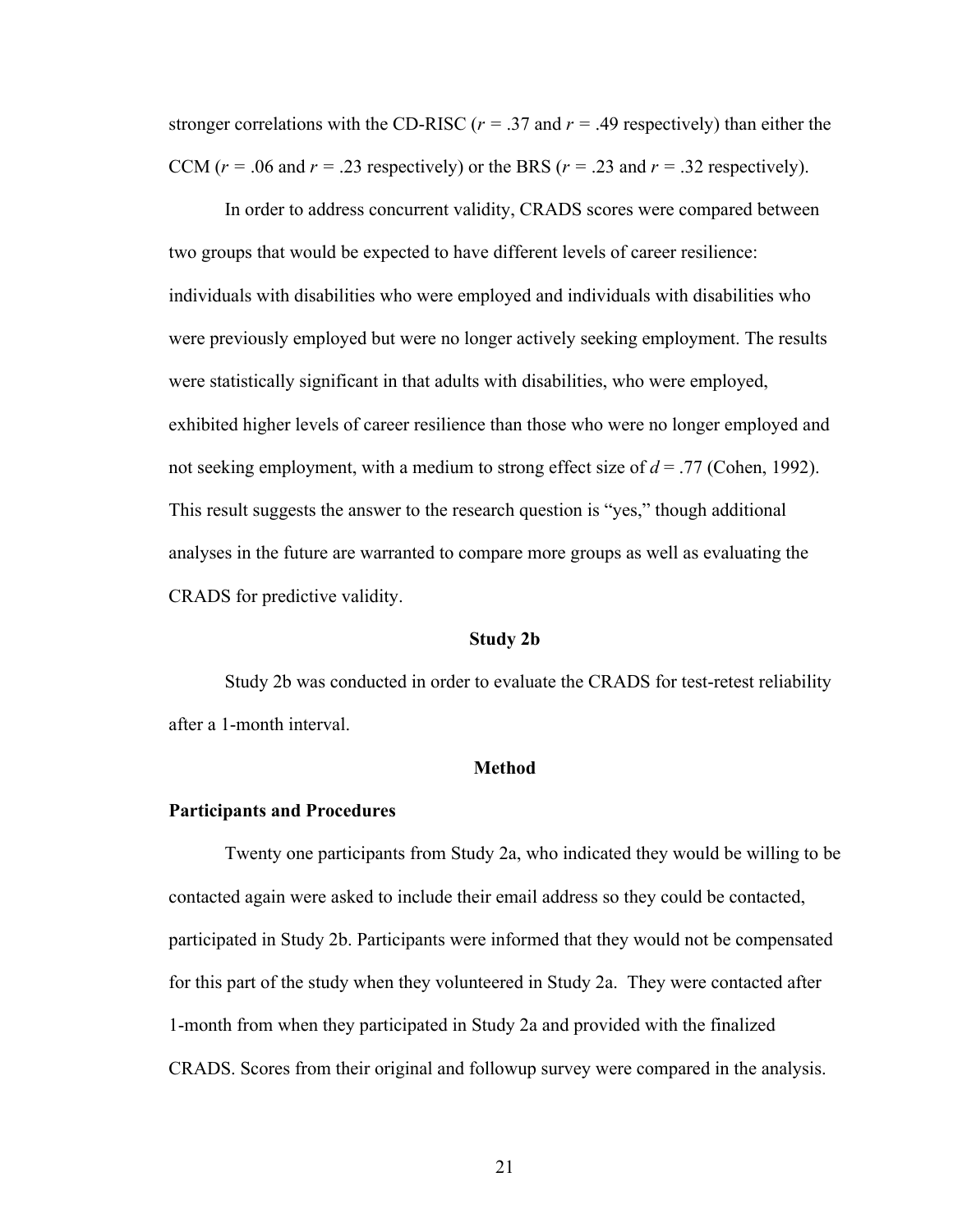stronger correlations with the CD-RISC ($r$ = .37 and $r$ = .49 respectively) than either the CCM ($r$ = .06 and $r$ = .23 respectively) or the BRS ($r$ = .23 and $r$ = .32 respectively).

In order to address concurrent validity, CRADS scores were compared between two groups that would be expected to have different levels of career resilience: individuals with disabilities who were employed and individuals with disabilities who were previously employed but were no longer actively seeking employment. The results were statistically significant in that adults with disabilities, who were employed, exhibited higher levels of career resilience than those who were no longer employed and not seeking employment, with a medium to strong effect size of $d$ = .77 (Cohen, 1992). This result suggests the answer to the research question is "yes," though additional analyses in the future are warranted to compare more groups as well as evaluating the CRADS for predictive validity.

## Study 2b

Study 2b was conducted in order to evaluate the CRADS for test-retest reliability after a 1-month interval.

## Method

### Participants and Procedures

Twenty one participants from Study 2a, who indicated they would be willing to be contacted again were asked to include their email address so they could be contacted, participated in Study 2b. Participants were informed that they would not be compensated for this part of the study when they volunteered in Study 2a. They were contacted after 1-month from when they participated in Study 2a and provided with the finalized CRADS. Scores from their original and followup survey were compared in the analysis.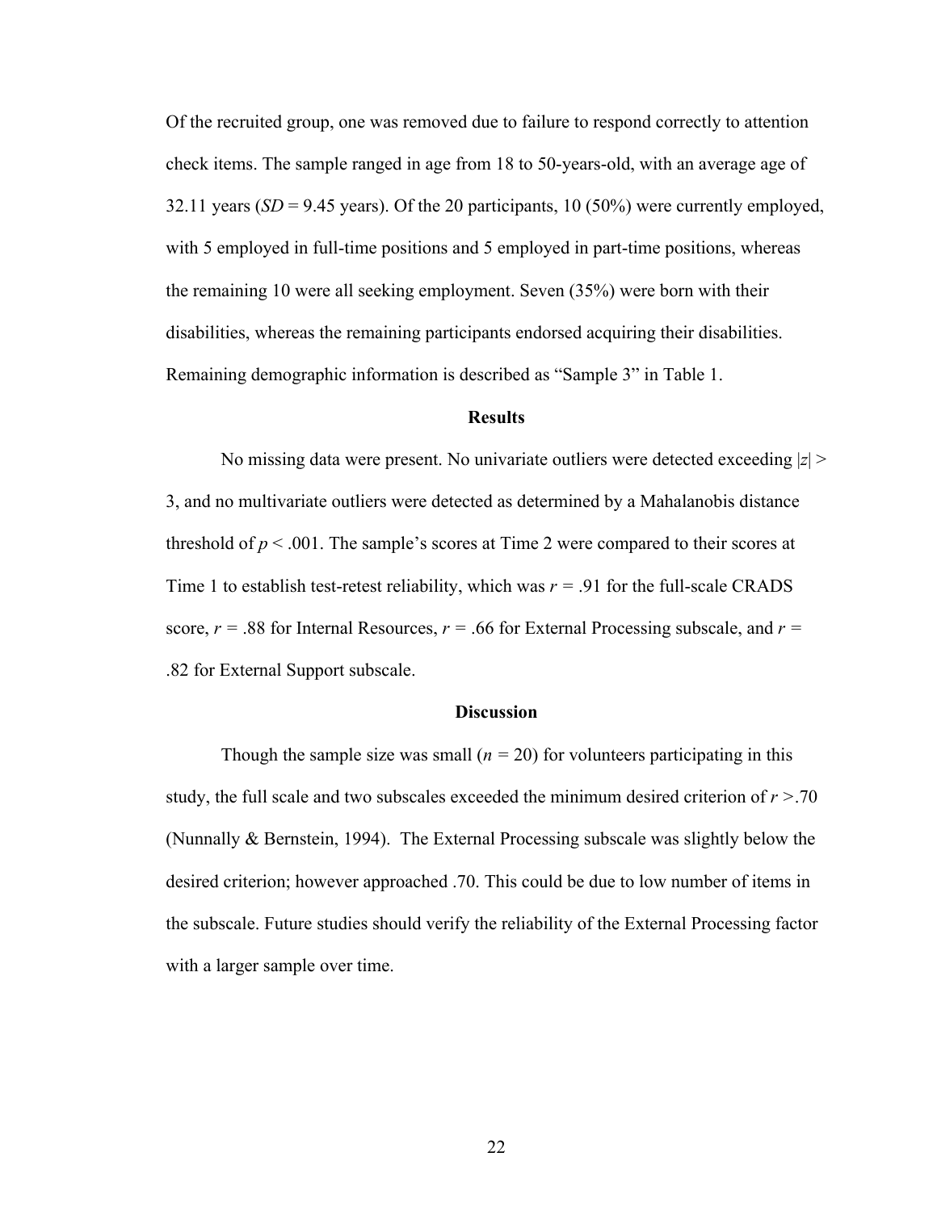Of the recruited group, one was removed due to failure to respond correctly to attention check items. The sample ranged in age from 18 to 50-years-old, with an average age of 32.11 years ($SD$ = 9.45 years). Of the 20 participants, 10 (50%) were currently employed, with 5 employed in full-time positions and 5 employed in part-time positions, whereas the remaining 10 were all seeking employment. Seven (35%) were born with their disabilities, whereas the remaining participants endorsed acquiring their disabilities. Remaining demographic information is described as "Sample 3" in Table 1.

### Results

No missing data were present. No univariate outliers were detected exceeding $|z| > 3$, and no multivariate outliers were detected as determined by a Mahalanobis distance threshold of $p < .001$. The sample's scores at Time 2 were compared to their scores at Time 1 to establish test-retest reliability, which was $r = .91$ for the full-scale CRADS score, $r = .88$ for Internal Resources, $r = .66$ for External Processing subscale, and $r = .82$ for External Support subscale.

### Discussion

Though the sample size was small ($n = 20$) for volunteers participating in this study, the full scale and two subscales exceeded the minimum desired criterion of $r > .70$ (Nunnally & Bernstein, 1994). The External Processing subscale was slightly below the desired criterion; however approached .70. This could be due to low number of items in the subscale. Future studies should verify the reliability of the External Processing factor with a larger sample over time.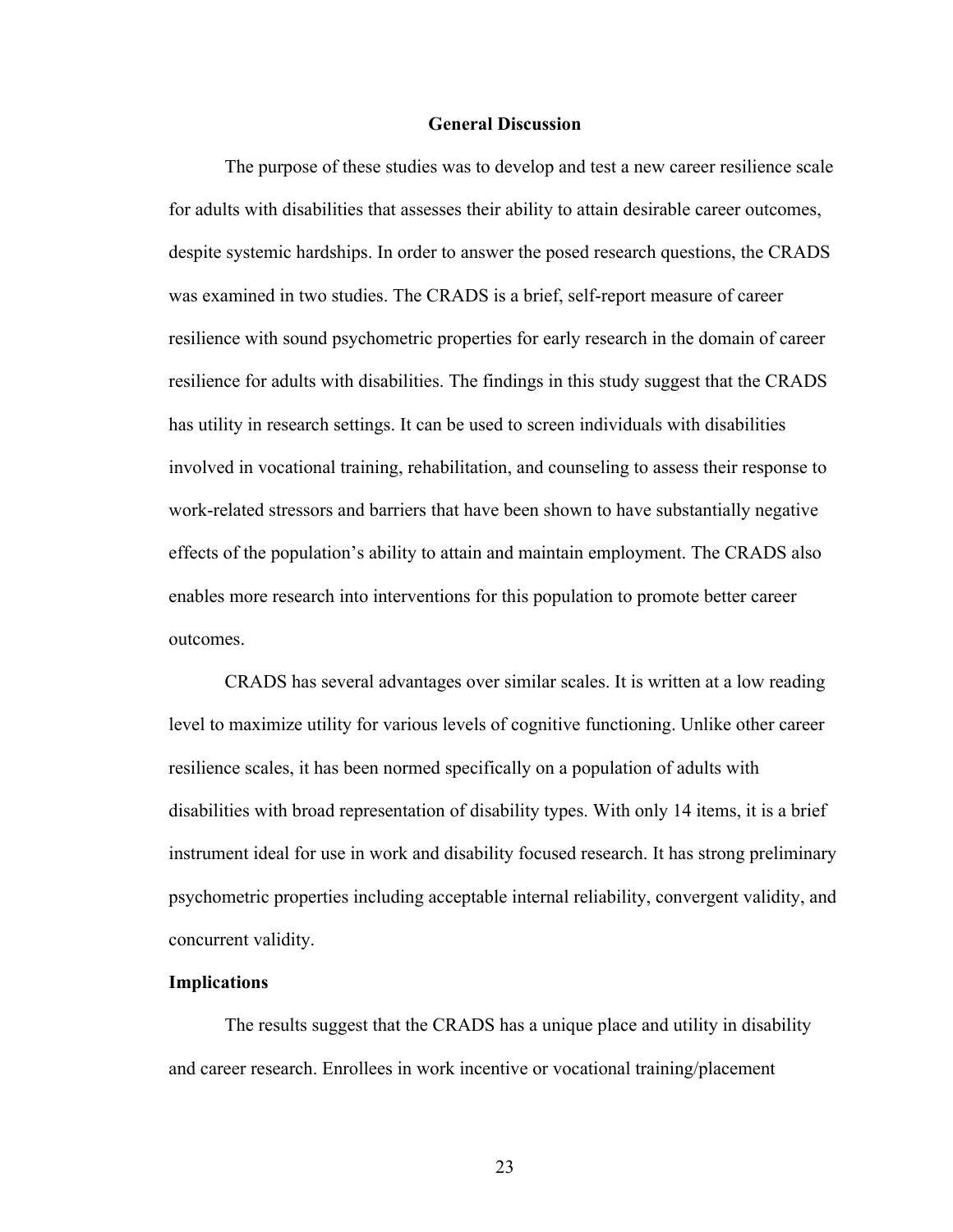## General Discussion

The purpose of these studies was to develop and test a new career resilience scale for adults with disabilities that assesses their ability to attain desirable career outcomes, despite systemic hardships. In order to answer the posed research questions, the CRADS was examined in two studies. The CRADS is a brief, self-report measure of career resilience with sound psychometric properties for early research in the domain of career resilience for adults with disabilities. The findings in this study suggest that the CRADS has utility in research settings. It can be used to screen individuals with disabilities involved in vocational training, rehabilitation, and counseling to assess their response to work-related stressors and barriers that have been shown to have substantially negative effects of the population's ability to attain and maintain employment. The CRADS also enables more research into interventions for this population to promote better career outcomes.

CRADS has several advantages over similar scales. It is written at a low reading level to maximize utility for various levels of cognitive functioning. Unlike other career resilience scales, it has been normed specifically on a population of adults with disabilities with broad representation of disability types. With only 14 items, it is a brief instrument ideal for use in work and disability focused research. It has strong preliminary psychometric properties including acceptable internal reliability, convergent validity, and concurrent validity.

### Implications

The results suggest that the CRADS has a unique place and utility in disability and career research. Enrollees in work incentive or vocational training/placement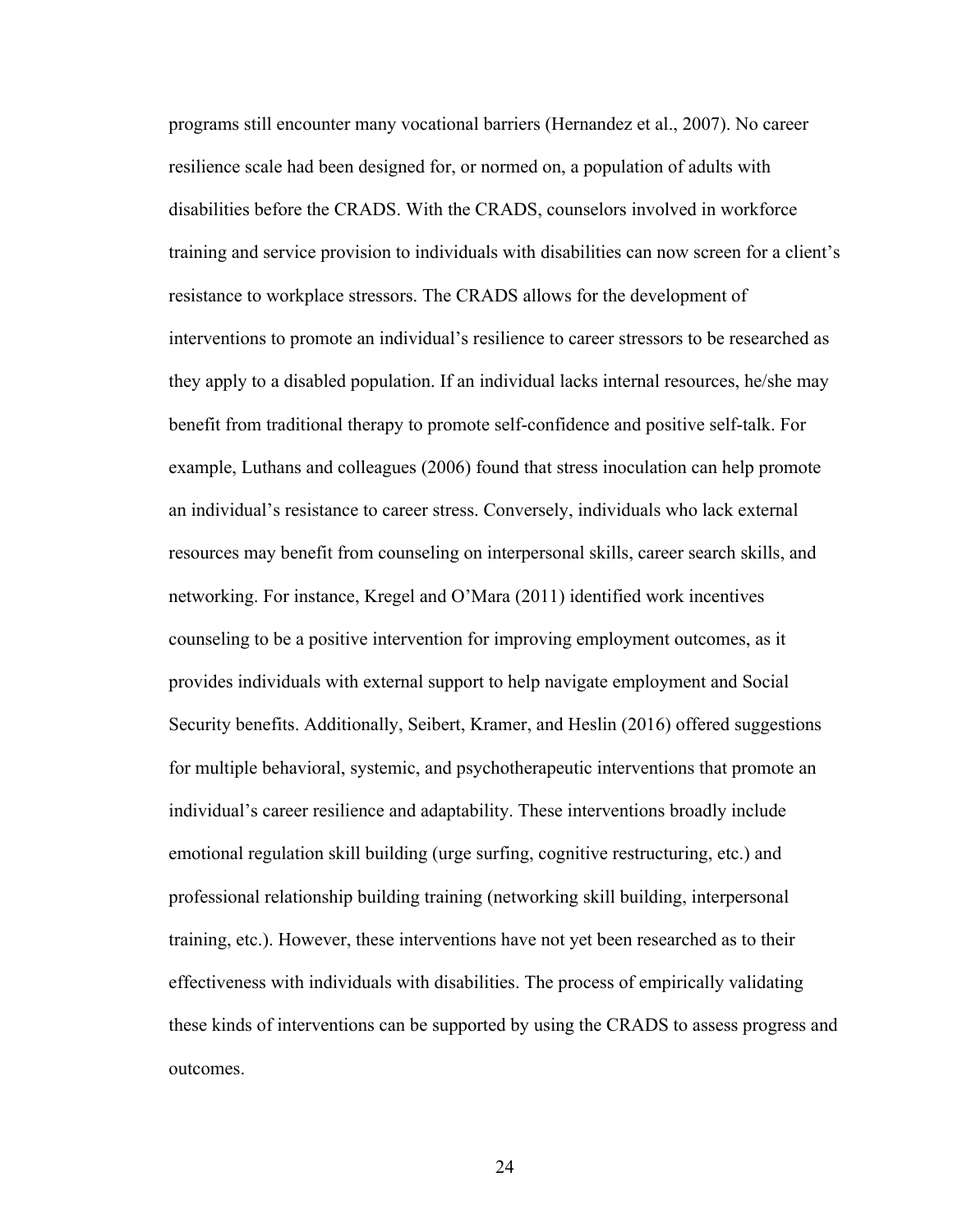programs still encounter many vocational barriers (Hernandez et al., 2007). No career resilience scale had been designed for, or normed on, a population of adults with disabilities before the CRADS. With the CRADS, counselors involved in workforce training and service provision to individuals with disabilities can now screen for a client's resistance to workplace stressors. The CRADS allows for the development of interventions to promote an individual's resilience to career stressors to be researched as they apply to a disabled population. If an individual lacks internal resources, he/she may benefit from traditional therapy to promote self-confidence and positive self-talk. For example, Luthans and colleagues (2006) found that stress inoculation can help promote an individual's resistance to career stress. Conversely, individuals who lack external resources may benefit from counseling on interpersonal skills, career search skills, and networking. For instance, Kregel and O'Mara (2011) identified work incentives counseling to be a positive intervention for improving employment outcomes, as it provides individuals with external support to help navigate employment and Social Security benefits. Additionally, Seibert, Kramer, and Heslin (2016) offered suggestions for multiple behavioral, systemic, and psychotherapeutic interventions that promote an individual's career resilience and adaptability. These interventions broadly include emotional regulation skill building (urge surfing, cognitive restructuring, etc.) and professional relationship building training (networking skill building, interpersonal training, etc.). However, these interventions have not yet been researched as to their effectiveness with individuals with disabilities. The process of empirically validating these kinds of interventions can be supported by using the CRADS to assess progress and outcomes.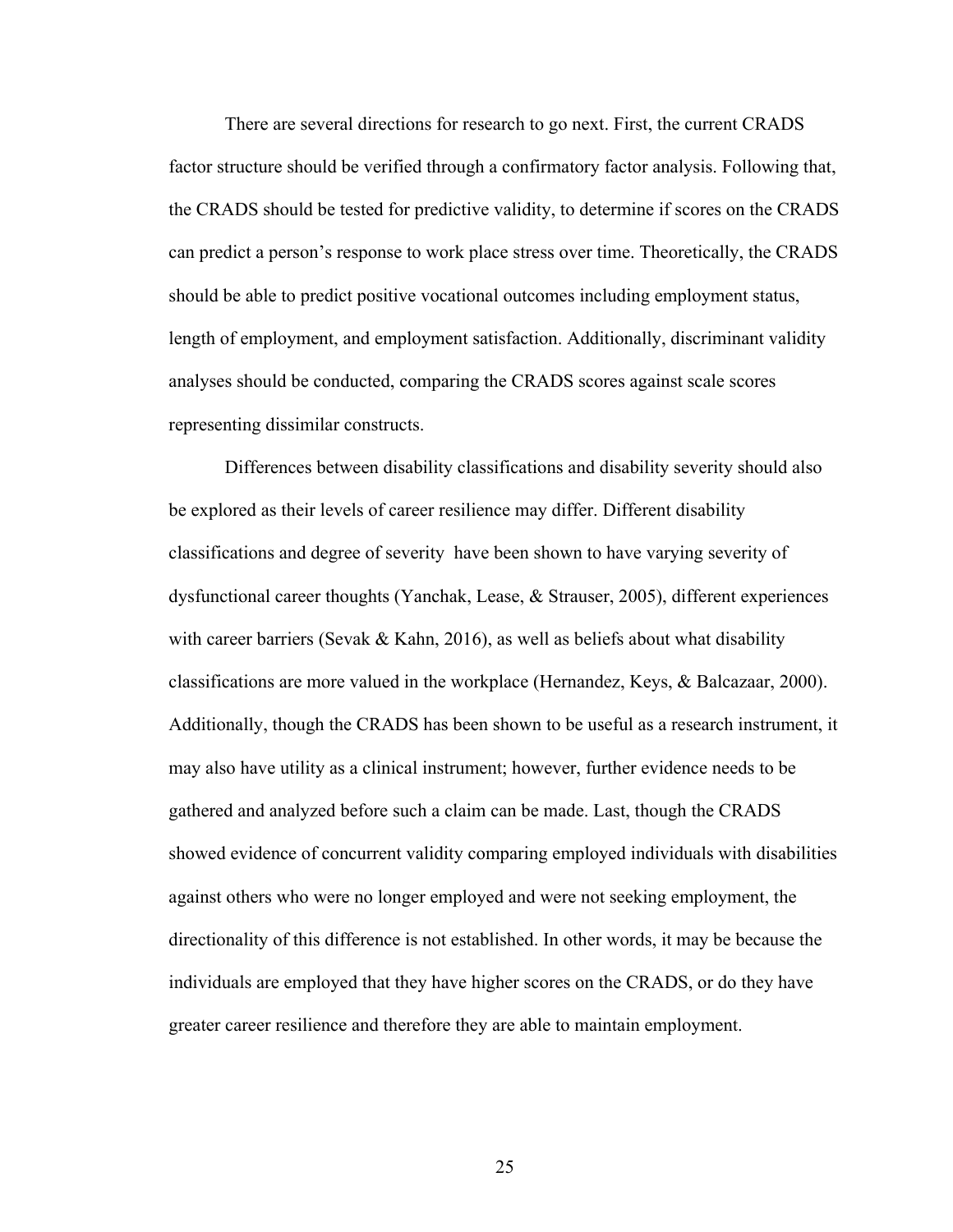There are several directions for research to go next. First, the current CRADS factor structure should be verified through a confirmatory factor analysis. Following that, the CRADS should be tested for predictive validity, to determine if scores on the CRADS can predict a person's response to work place stress over time. Theoretically, the CRADS should be able to predict positive vocational outcomes including employment status, length of employment, and employment satisfaction. Additionally, discriminant validity analyses should be conducted, comparing the CRADS scores against scale scores representing dissimilar constructs.

Differences between disability classifications and disability severity should also be explored as their levels of career resilience may differ. Different disability classifications and degree of severity have been shown to have varying severity of dysfunctional career thoughts (Yanchak, Lease, & Strauser, 2005), different experiences with career barriers (Sevak & Kahn, 2016), as well as beliefs about what disability classifications are more valued in the workplace (Hernandez, Keys, & Balcazaar, 2000). Additionally, though the CRADS has been shown to be useful as a research instrument, it may also have utility as a clinical instrument; however, further evidence needs to be gathered and analyzed before such a claim can be made. Last, though the CRADS showed evidence of concurrent validity comparing employed individuals with disabilities against others who were no longer employed and were not seeking employment, the directionality of this difference is not established. In other words, it may be because the individuals are employed that they have higher scores on the CRADS, or do they have greater career resilience and therefore they are able to maintain employment.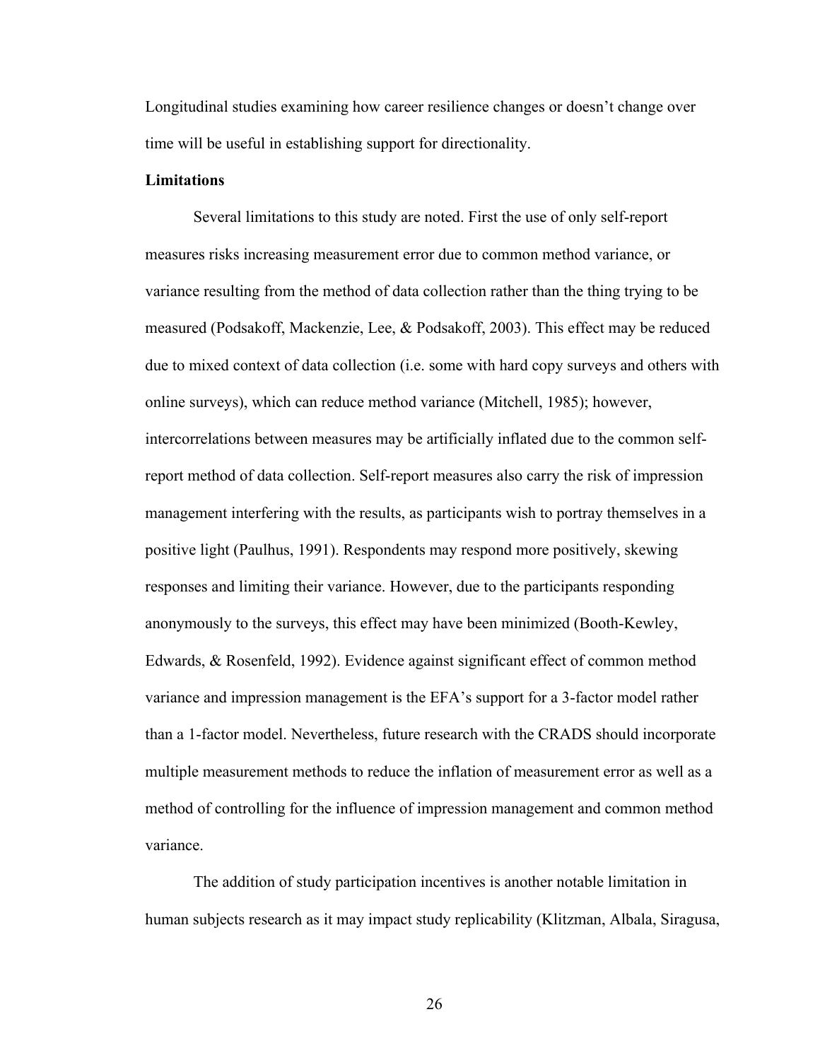Longitudinal studies examining how career resilience changes or doesn't change over time will be useful in establishing support for directionality.

**Limitations**

Several limitations to this study are noted. First the use of only self-report measures risks increasing measurement error due to common method variance, or variance resulting from the method of data collection rather than the thing trying to be measured (Podsakoff, Mackenzie, Lee, & Podsakoff, 2003). This effect may be reduced due to mixed context of data collection (i.e. some with hard copy surveys and others with online surveys), which can reduce method variance (Mitchell, 1985); however, intercorrelations between measures may be artificially inflated due to the common self-report method of data collection. Self-report measures also carry the risk of impression management interfering with the results, as participants wish to portray themselves in a positive light (Paulhus, 1991). Respondents may respond more positively, skewing responses and limiting their variance. However, due to the participants responding anonymously to the surveys, this effect may have been minimized (Booth-Kewley, Edwards, & Rosenfeld, 1992). Evidence against significant effect of common method variance and impression management is the EFA's support for a 3-factor model rather than a 1-factor model. Nevertheless, future research with the CRADS should incorporate multiple measurement methods to reduce the inflation of measurement error as well as a method of controlling for the influence of impression management and common method variance.

The addition of study participation incentives is another notable limitation in human subjects research as it may impact study replicability (Klitzman, Albala, Siragusa,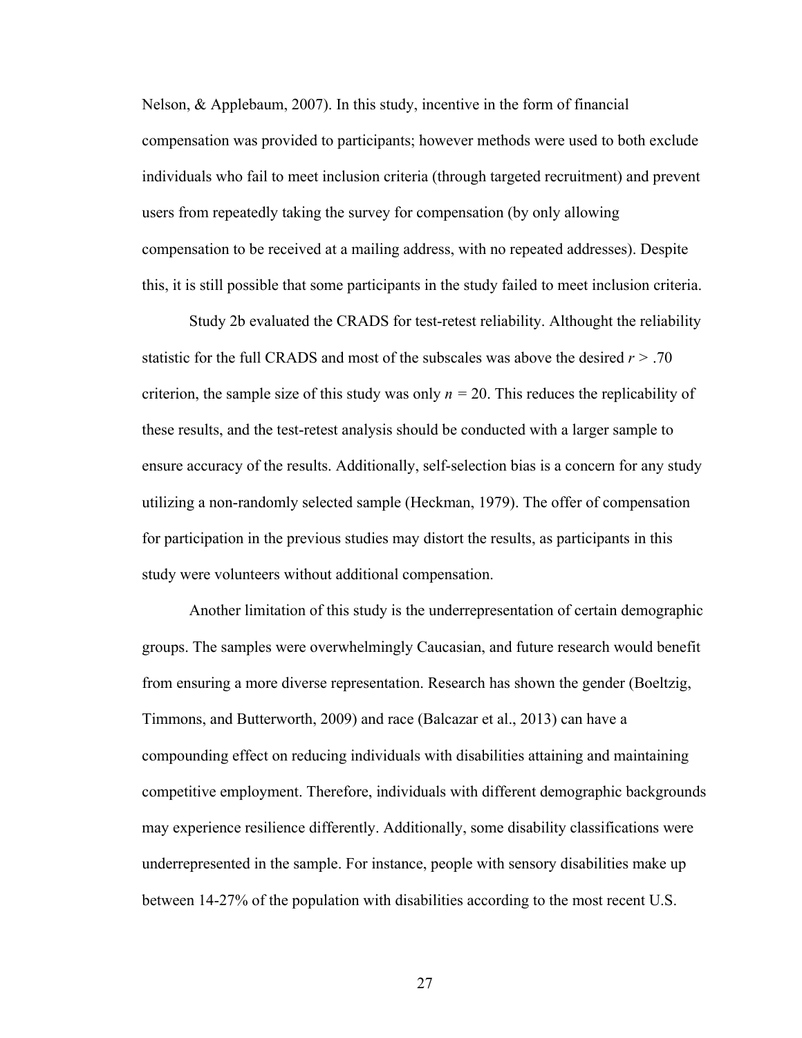Nelson, & Applebaum, 2007). In this study, incentive in the form of financial compensation was provided to participants; however methods were used to both exclude individuals who fail to meet inclusion criteria (through targeted recruitment) and prevent users from repeatedly taking the survey for compensation (by only allowing compensation to be received at a mailing address, with no repeated addresses). Despite this, it is still possible that some participants in the study failed to meet inclusion criteria.

Study 2b evaluated the CRADS for test-retest reliability. Althought the reliability statistic for the full CRADS and most of the subscales was above the desired $r > .70$ criterion, the sample size of this study was only $n = 20$. This reduces the replicability of these results, and the test-retest analysis should be conducted with a larger sample to ensure accuracy of the results. Additionally, self-selection bias is a concern for any study utilizing a non-randomly selected sample (Heckman, 1979). The offer of compensation for participation in the previous studies may distort the results, as participants in this study were volunteers without additional compensation.

Another limitation of this study is the underrepresentation of certain demographic groups. The samples were overwhelmingly Caucasian, and future research would benefit from ensuring a more diverse representation. Research has shown the gender (Boeltzig, Timmons, and Butterworth, 2009) and race (Balcazar et al., 2013) can have a compounding effect on reducing individuals with disabilities attaining and maintaining competitive employment. Therefore, individuals with different demographic backgrounds may experience resilience differently. Additionally, some disability classifications were underrepresented in the sample. For instance, people with sensory disabilities make up between 14-27% of the population with disabilities according to the most recent U.S.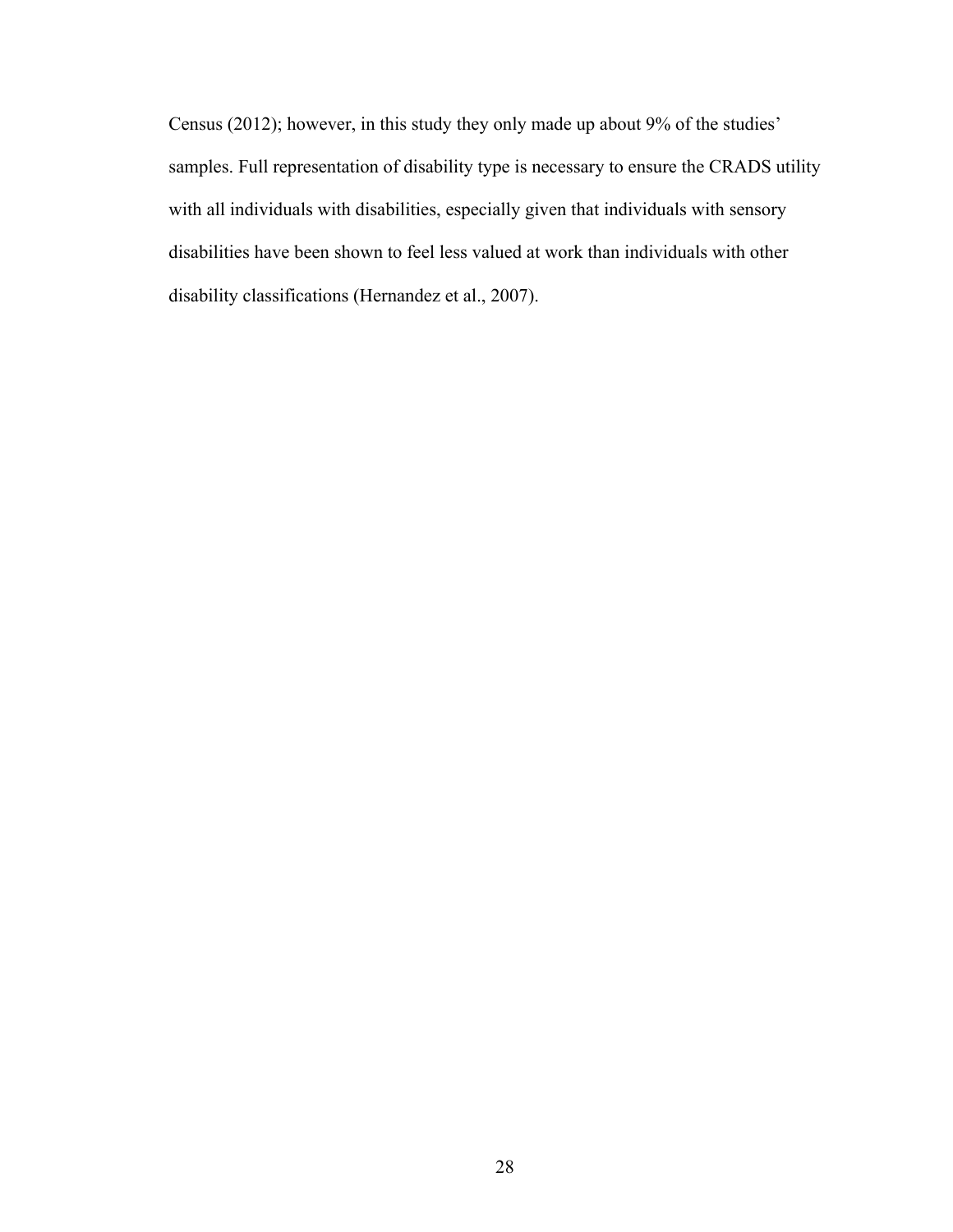Census (2012); however, in this study they only made up about 9% of the studies' samples. Full representation of disability type is necessary to ensure the CRADS utility with all individuals with disabilities, especially given that individuals with sensory disabilities have been shown to feel less valued at work than individuals with other disability classifications (Hernandez et al., 2007).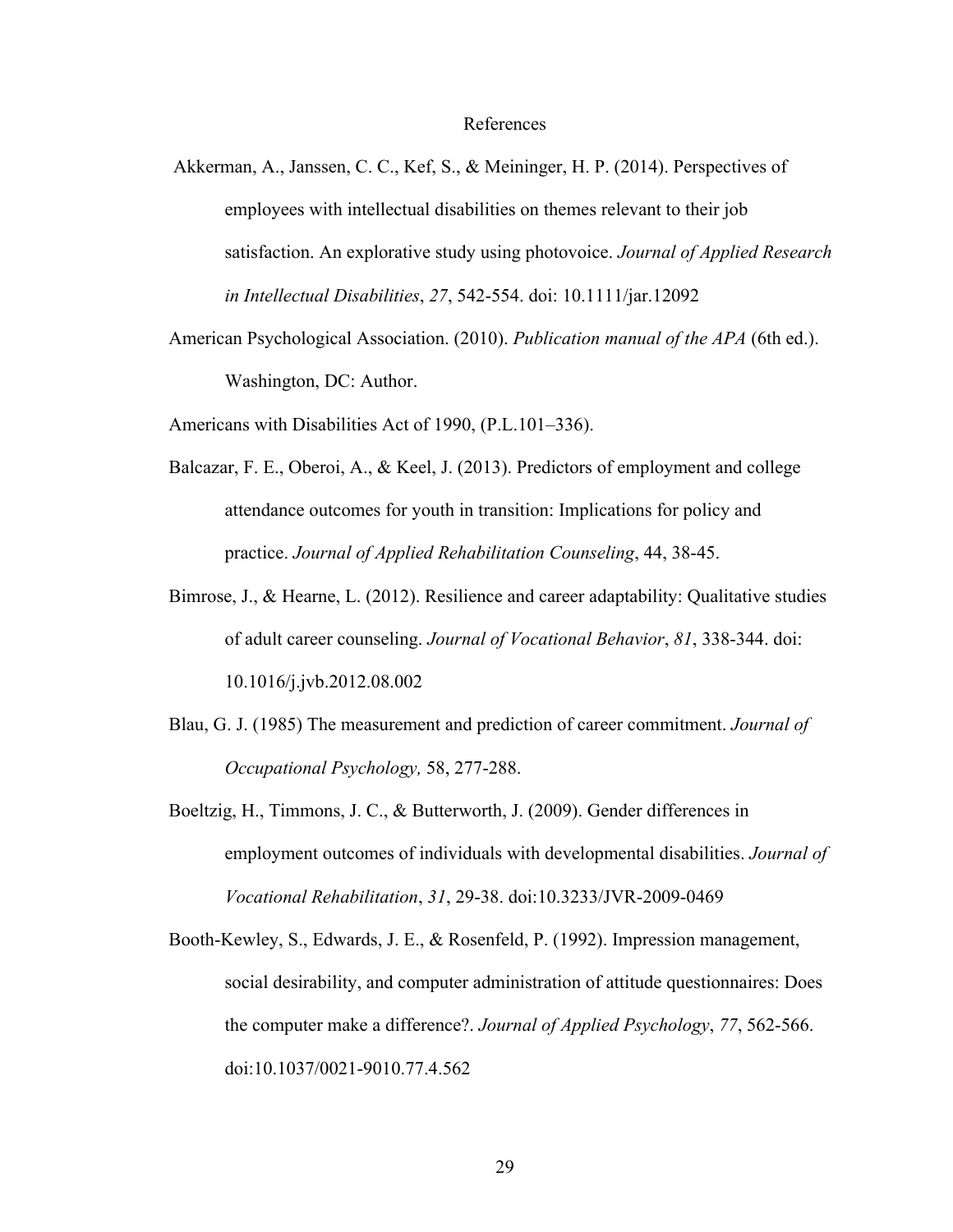# References

Akkerman, A., Janssen, C. C., Kef, S., & Meininger, H. P. (2014). Perspectives of employees with intellectual disabilities on themes relevant to their job satisfaction. An explorative study using photovoice. *Journal of Applied Research in Intellectual Disabilities*, *27*, 542-554. doi: 10.1111/jar.12092

American Psychological Association. (2010). *Publication manual of the APA* (6th ed.). Washington, DC: Author.

Americans with Disabilities Act of 1990, (P.L.101–336).

Balcazar, F. E., Oberoi, A., & Keel, J. (2013). Predictors of employment and college attendance outcomes for youth in transition: Implications for policy and practice. *Journal of Applied Rehabilitation Counseling*, 44, 38-45.

Bimrose, J., & Hearne, L. (2012). Resilience and career adaptability: Qualitative studies of adult career counseling. *Journal of Vocational Behavior*, *81*, 338-344. doi: 10.1016/j.jvb.2012.08.002

Blau, G. J. (1985) The measurement and prediction of career commitment. *Journal of Occupational Psychology,* 58, 277-288.

Boeltzig, H., Timmons, J. C., & Butterworth, J. (2009). Gender differences in employment outcomes of individuals with developmental disabilities. *Journal of Vocational Rehabilitation*, *31*, 29-38. doi:10.3233/JVR-2009-0469

Booth-Kewley, S., Edwards, J. E., & Rosenfeld, P. (1992). Impression management, social desirability, and computer administration of attitude questionnaires: Does the computer make a difference?. *Journal of Applied Psychology*, *77*, 562-566. doi:10.1037/0021-9010.77.4.562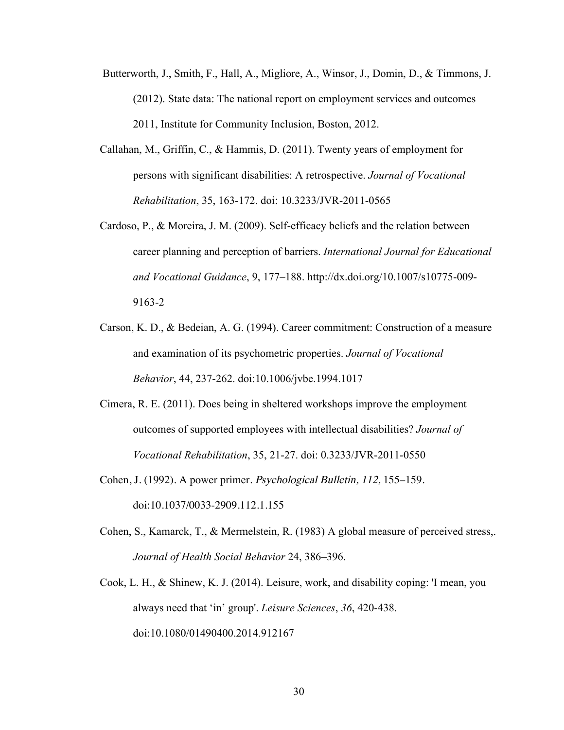Butterworth, J., Smith, F., Hall, A., Migliore, A., Winsor, J., Domin, D., & Timmons, J. (2012). State data: The national report on employment services and outcomes 2011, Institute for Community Inclusion, Boston, 2012.

Callahan, M., Griffin, C., & Hammis, D. (2011). Twenty years of employment for persons with significant disabilities: A retrospective. *Journal of Vocational Rehabilitation*, 35, 163-172. doi: 10.3233/JVR-2011-0565

Cardoso, P., & Moreira, J. M. (2009). Self-efficacy beliefs and the relation between career planning and perception of barriers. *International Journal for Educational and Vocational Guidance*, 9, 177–188. http://dx.doi.org/10.1007/s10775-009-9163-2

Carson, K. D., & Bedeian, A. G. (1994). Career commitment: Construction of a measure and examination of its psychometric properties. *Journal of Vocational Behavior*, 44, 237-262. doi:10.1006/jvbe.1994.1017

Cimera, R. E. (2011). Does being in sheltered workshops improve the employment outcomes of supported employees with intellectual disabilities? *Journal of Vocational Rehabilitation*, 35, 21-27. doi: 0.3233/JVR-2011-0550

Cohen, J. (1992). A power primer. *Psychological Bulletin, 112*, 155–159. doi:10.1037/0033-2909.112.1.155

Cohen, S., Kamarck, T., & Mermelstein, R. (1983) A global measure of perceived stress,. *Journal of Health Social Behavior* 24, 386–396.

Cook, L. H., & Shinew, K. J. (2014). Leisure, work, and disability coping: 'I mean, you always need that 'in' group'. *Leisure Sciences*, *36*, 420-438. doi:10.1080/01490400.2014.912167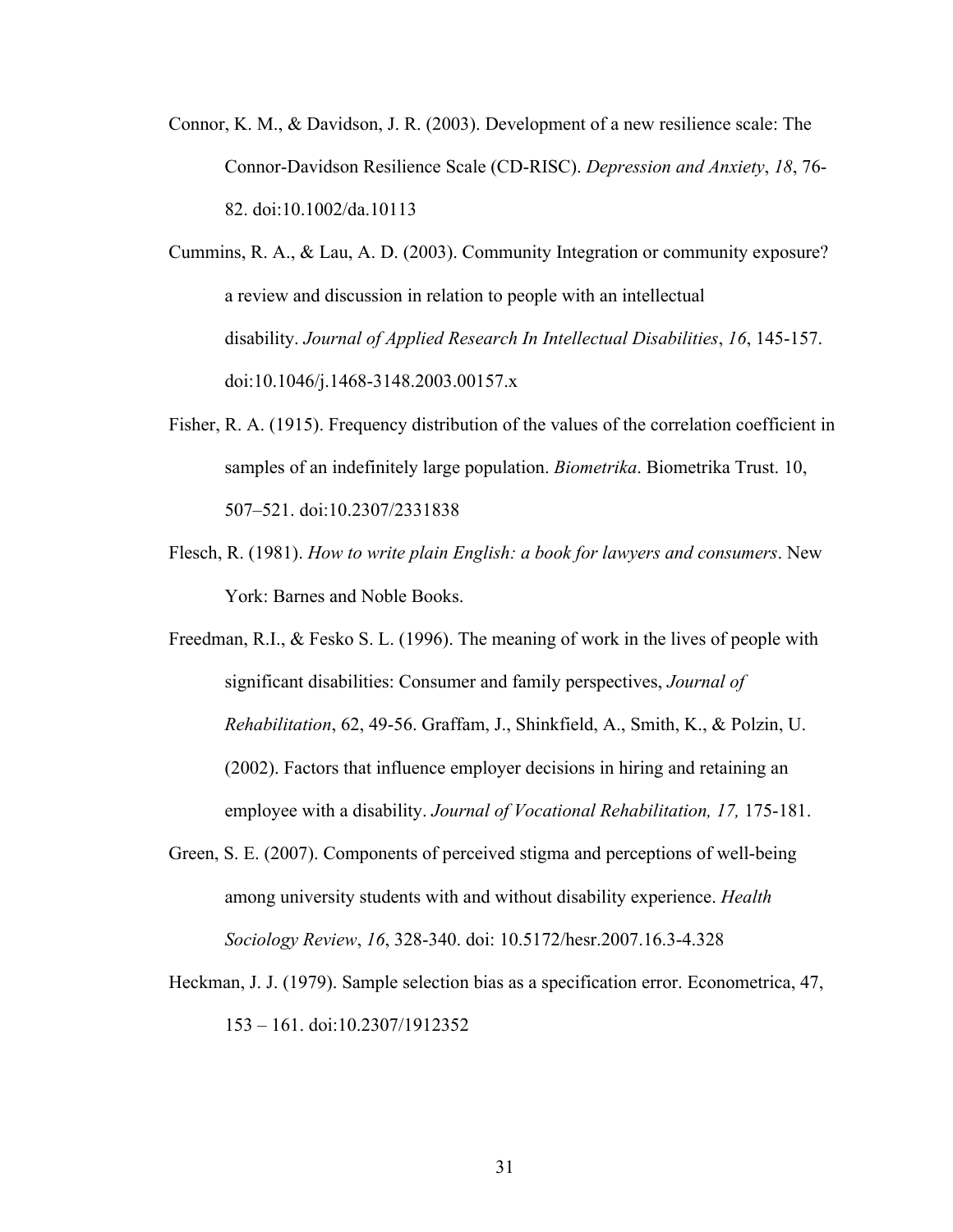Connor, K. M., & Davidson, J. R. (2003). Development of a new resilience scale: The Connor-Davidson Resilience Scale (CD-RISC). *Depression and Anxiety*, *18*, 76-82. doi:10.1002/da.10113

Cummins, R. A., & Lau, A. D. (2003). Community Integration or community exposure? a review and discussion in relation to people with an intellectual disability. *Journal of Applied Research In Intellectual Disabilities*, *16*, 145-157. doi:10.1046/j.1468-3148.2003.00157.x

Fisher, R. A. (1915). Frequency distribution of the values of the correlation coefficient in samples of an indefinitely large population. *Biometrika*. Biometrika Trust. 10, 507–521. doi:10.2307/2331838

Flesch, R. (1981). *How to write plain English: a book for lawyers and consumers*. New York: Barnes and Noble Books.

Freedman, R.I., & Fesko S. L. (1996). The meaning of work in the lives of people with significant disabilities: Consumer and family perspectives, *Journal of Rehabilitation*, 62, 49-56. Graffam, J., Shinkfield, A., Smith, K., & Polzin, U. (2002). Factors that influence employer decisions in hiring and retaining an employee with a disability. *Journal of Vocational Rehabilitation, 17,* 175-181.

Green, S. E. (2007). Components of perceived stigma and perceptions of well-being among university students with and without disability experience. *Health Sociology Review*, *16*, 328-340. doi: 10.5172/hesr.2007.16.3-4.328

Heckman, J. J. (1979). Sample selection bias as a specification error. Econometrica, 47, 153 – 161. doi:10.2307/1912352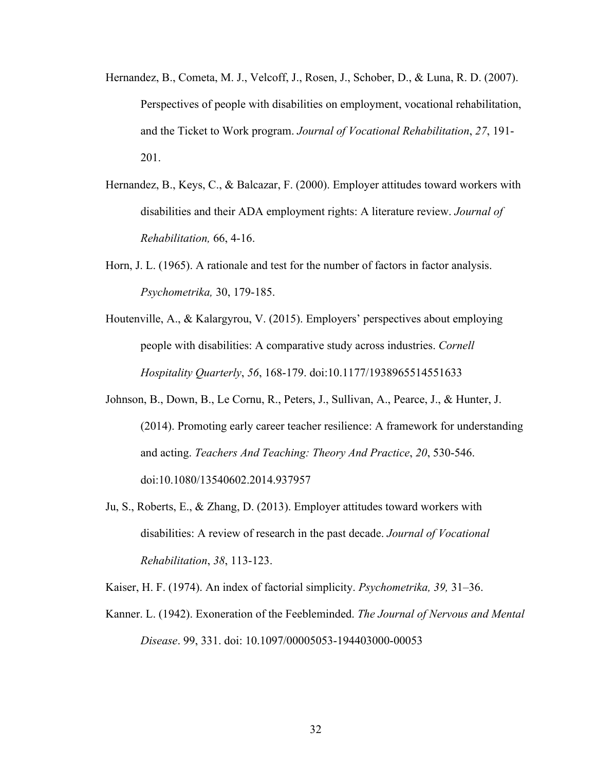Hernandez, B., Cometa, M. J., Velcoff, J., Rosen, J., Schober, D., & Luna, R. D. (2007). Perspectives of people with disabilities on employment, vocational rehabilitation, and the Ticket to Work program. *Journal of Vocational Rehabilitation*, *27*, 191-201.

Hernandez, B., Keys, C., & Balcazar, F. (2000). Employer attitudes toward workers with disabilities and their ADA employment rights: A literature review. *Journal of Rehabilitation,* 66, 4-16.

Horn, J. L. (1965). A rationale and test for the number of factors in factor analysis. *Psychometrika,* 30, 179-185.

Houtenville, A., & Kalargyrou, V. (2015). Employers' perspectives about employing people with disabilities: A comparative study across industries. *Cornell Hospitality Quarterly*, *56*, 168-179. doi:10.1177/1938965514551633

Johnson, B., Down, B., Le Cornu, R., Peters, J., Sullivan, A., Pearce, J., & Hunter, J. (2014). Promoting early career teacher resilience: A framework for understanding and acting. *Teachers And Teaching: Theory And Practice*, *20*, 530-546. doi:10.1080/13540602.2014.937957

Ju, S., Roberts, E., & Zhang, D. (2013). Employer attitudes toward workers with disabilities: A review of research in the past decade. *Journal of Vocational Rehabilitation*, *38*, 113-123.

Kaiser, H. F. (1974). An index of factorial simplicity. *Psychometrika, 39,* 31–36.

Kanner. L. (1942). Exoneration of the Feebleminded. *The Journal of Nervous and Mental Disease*. 99, 331. doi: 10.1097/00005053-194403000-00053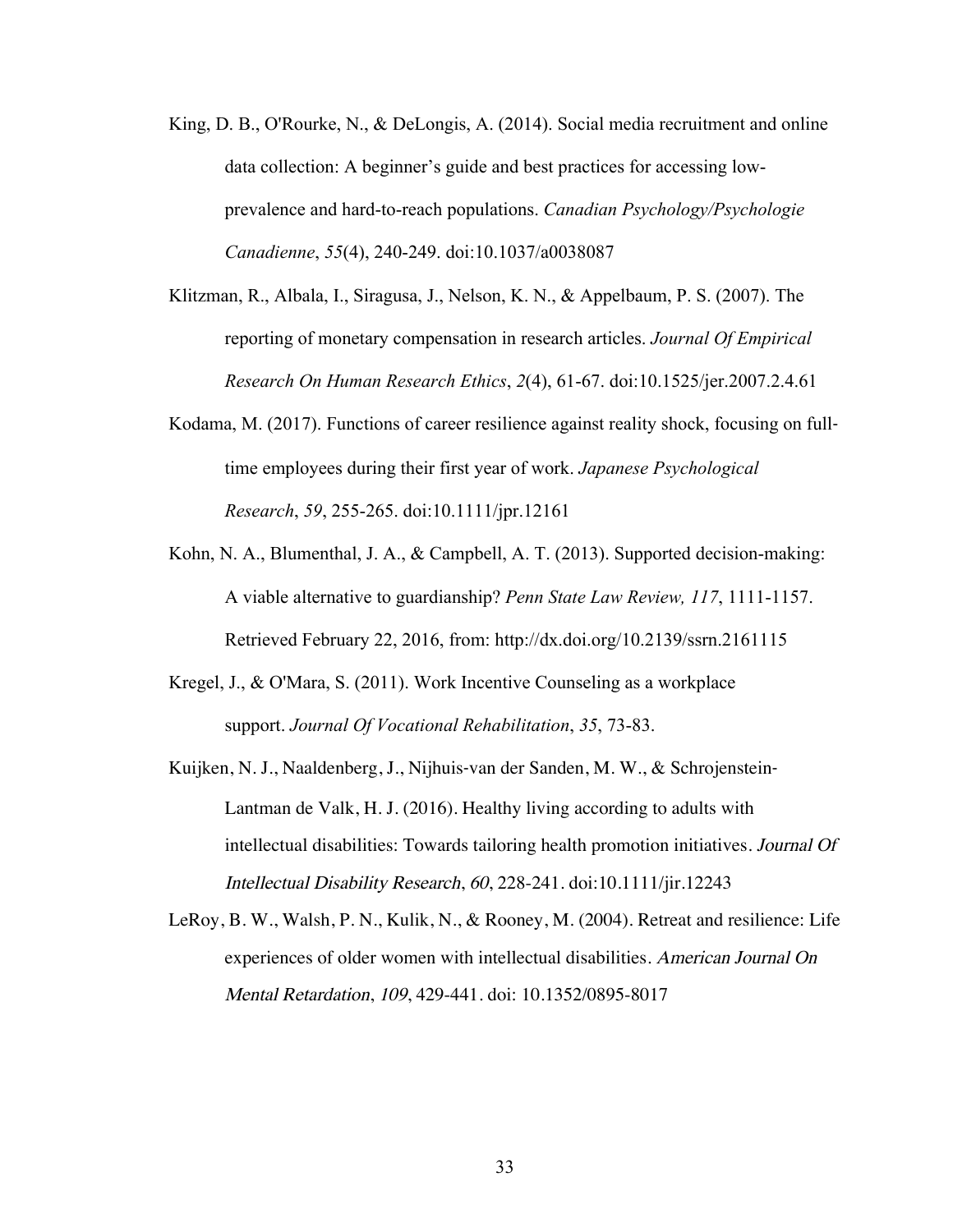King, D. B., O'Rourke, N., & DeLongis, A. (2014). Social media recruitment and online data collection: A beginner's guide and best practices for accessing low-prevalence and hard-to-reach populations. *Canadian Psychology/Psychologie Canadienne*, *55*(4), 240-249. doi:10.1037/a0038087

Klitzman, R., Albala, I., Siragusa, J., Nelson, K. N., & Appelbaum, P. S. (2007). The reporting of monetary compensation in research articles. *Journal Of Empirical Research On Human Research Ethics*, *2*(4), 61-67. doi:10.1525/jer.2007.2.4.61

Kodama, M. (2017). Functions of career resilience against reality shock, focusing on full-time employees during their first year of work. *Japanese Psychological Research*, *59*, 255-265. doi:10.1111/jpr.12161

Kohn, N. A., Blumenthal, J. A., & Campbell, A. T. (2013). Supported decision-making: A viable alternative to guardianship? *Penn State Law Review, 117*, 1111-1157. Retrieved February 22, 2016, from: http://dx.doi.org/10.2139/ssrn.2161115

Kregel, J., & O'Mara, S. (2011). Work Incentive Counseling as a workplace support. *Journal Of Vocational Rehabilitation*, *35*, 73-83.

Kuijken, N. J., Naaldenberg, J., Nijhuis-van der Sanden, M. W., & Schrojenstein-Lantman de Valk, H. J. (2016). Healthy living according to adults with intellectual disabilities: Towards tailoring health promotion initiatives. *Journal Of Intellectual Disability Research*, *60*, 228-241. doi:10.1111/jir.12243

LeRoy, B. W., Walsh, P. N., Kulik, N., & Rooney, M. (2004). Retreat and resilience: Life experiences of older women with intellectual disabilities. *American Journal On Mental Retardation*, *109*, 429-441. doi: 10.1352/0895-8017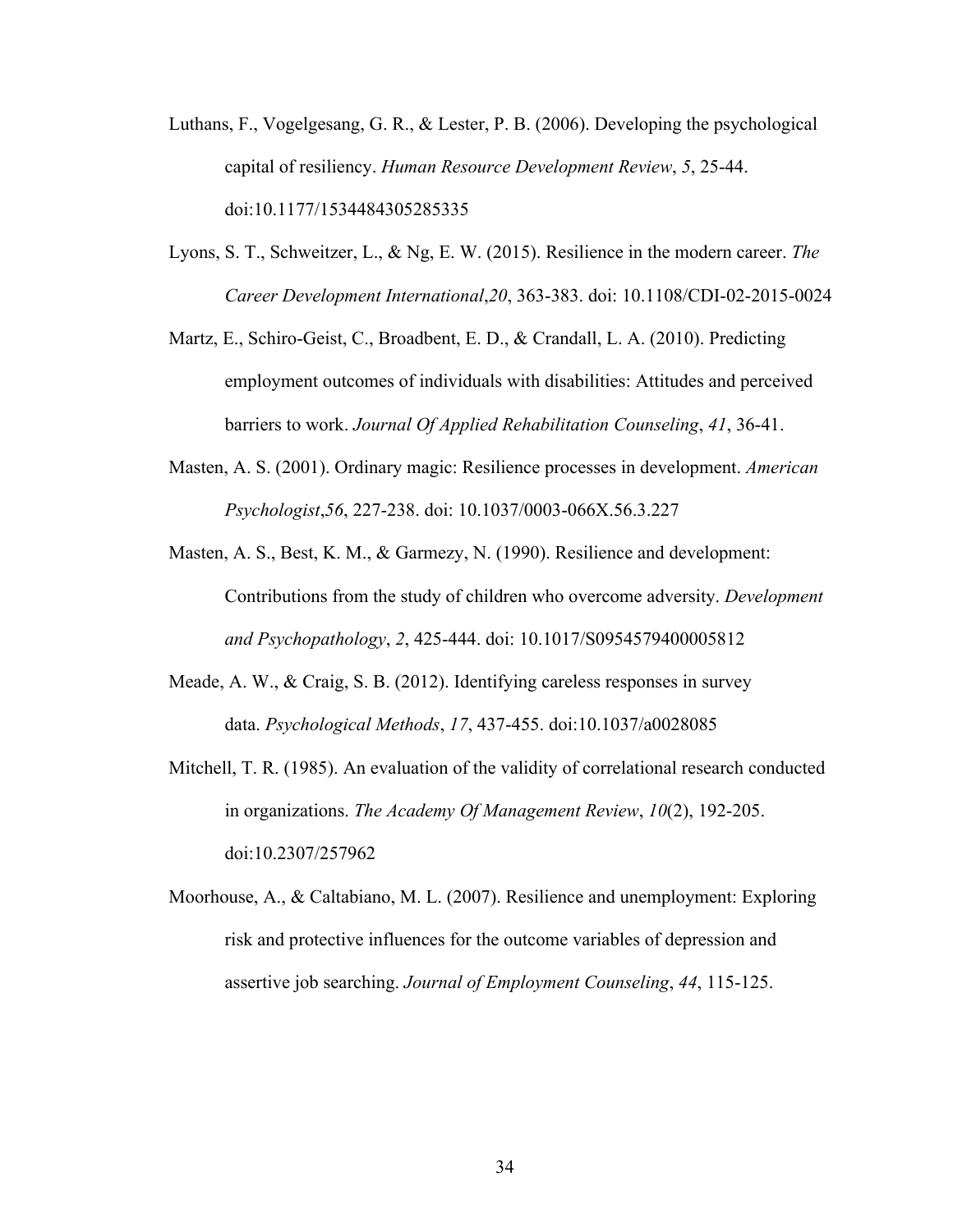Luthans, F., Vogelgesang, G. R., & Lester, P. B. (2006). Developing the psychological capital of resiliency. *Human Resource Development Review*, *5*, 25-44. doi:10.1177/1534484305285335

Lyons, S. T., Schweitzer, L., & Ng, E. W. (2015). Resilience in the modern career. *The Career Development International*,*20*, 363-383. doi: 10.1108/CDI-02-2015-0024

Martz, E., Schiro-Geist, C., Broadbent, E. D., & Crandall, L. A. (2010). Predicting employment outcomes of individuals with disabilities: Attitudes and perceived barriers to work. *Journal Of Applied Rehabilitation Counseling*, *41*, 36-41.

Masten, A. S. (2001). Ordinary magic: Resilience processes in development. *American Psychologist*,*56*, 227-238. doi: 10.1037/0003-066X.56.3.227

Masten, A. S., Best, K. M., & Garmezy, N. (1990). Resilience and development: Contributions from the study of children who overcome adversity. *Development and Psychopathology*, *2*, 425-444. doi: 10.1017/S0954579400005812

Meade, A. W., & Craig, S. B. (2012). Identifying careless responses in survey data. *Psychological Methods*, *17*, 437-455. doi:10.1037/a0028085

Mitchell, T. R. (1985). An evaluation of the validity of correlational research conducted in organizations. *The Academy Of Management Review*, *10*(2), 192-205. doi:10.2307/257962

Moorhouse, A., & Caltabiano, M. L. (2007). Resilience and unemployment: Exploring risk and protective influences for the outcome variables of depression and assertive job searching. *Journal of Employment Counseling*, *44*, 115-125.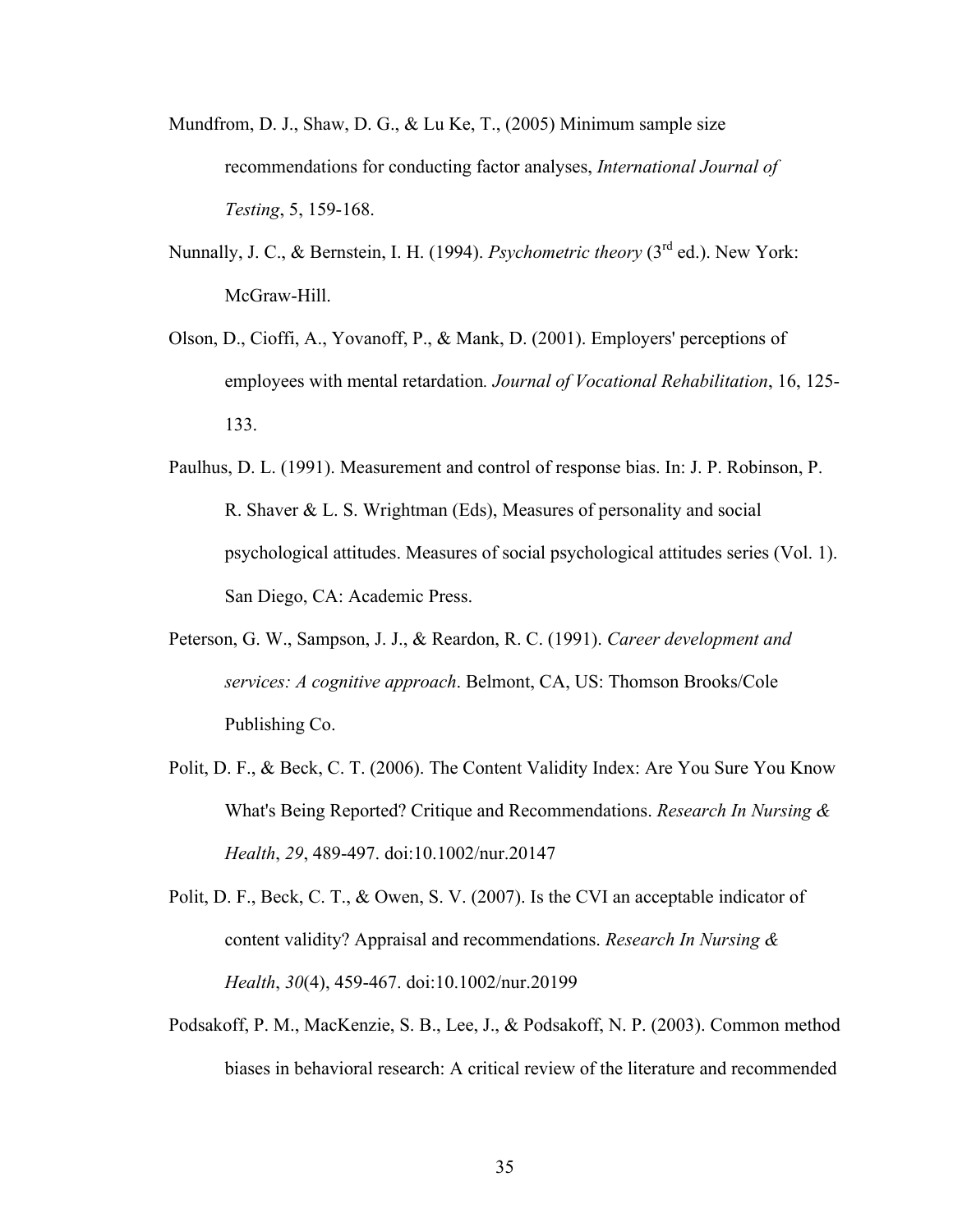Mundfrom, D. J., Shaw, D. G., & Lu Ke, T., (2005) Minimum sample size recommendations for conducting factor analyses, *International Journal of Testing*, 5, 159-168.

Nunnally, J. C., & Bernstein, I. H. (1994). *Psychometric theory* (3rd ed.). New York: McGraw-Hill.

Olson, D., Cioffi, A., Yovanoff, P., & Mank, D. (2001). Employers' perceptions of employees with mental retardation. *Journal of Vocational Rehabilitation*, 16, 125-133.

Paulhus, D. L. (1991). Measurement and control of response bias. In: J. P. Robinson, P. R. Shaver & L. S. Wrightman (Eds), Measures of personality and social psychological attitudes. Measures of social psychological attitudes series (Vol. 1). San Diego, CA: Academic Press.

Peterson, G. W., Sampson, J. J., & Reardon, R. C. (1991). *Career development and services: A cognitive approach*. Belmont, CA, US: Thomson Brooks/Cole Publishing Co.

Polit, D. F., & Beck, C. T. (2006). The Content Validity Index: Are You Sure You Know What's Being Reported? Critique and Recommendations. *Research In Nursing & Health*, *29*, 489-497. doi:10.1002/nur.20147

Polit, D. F., Beck, C. T., & Owen, S. V. (2007). Is the CVI an acceptable indicator of content validity? Appraisal and recommendations. *Research In Nursing & Health*, *30*(4), 459-467. doi:10.1002/nur.20199

Podsakoff, P. M., MacKenzie, S. B., Lee, J., & Podsakoff, N. P. (2003). Common method biases in behavioral research: A critical review of the literature and recommended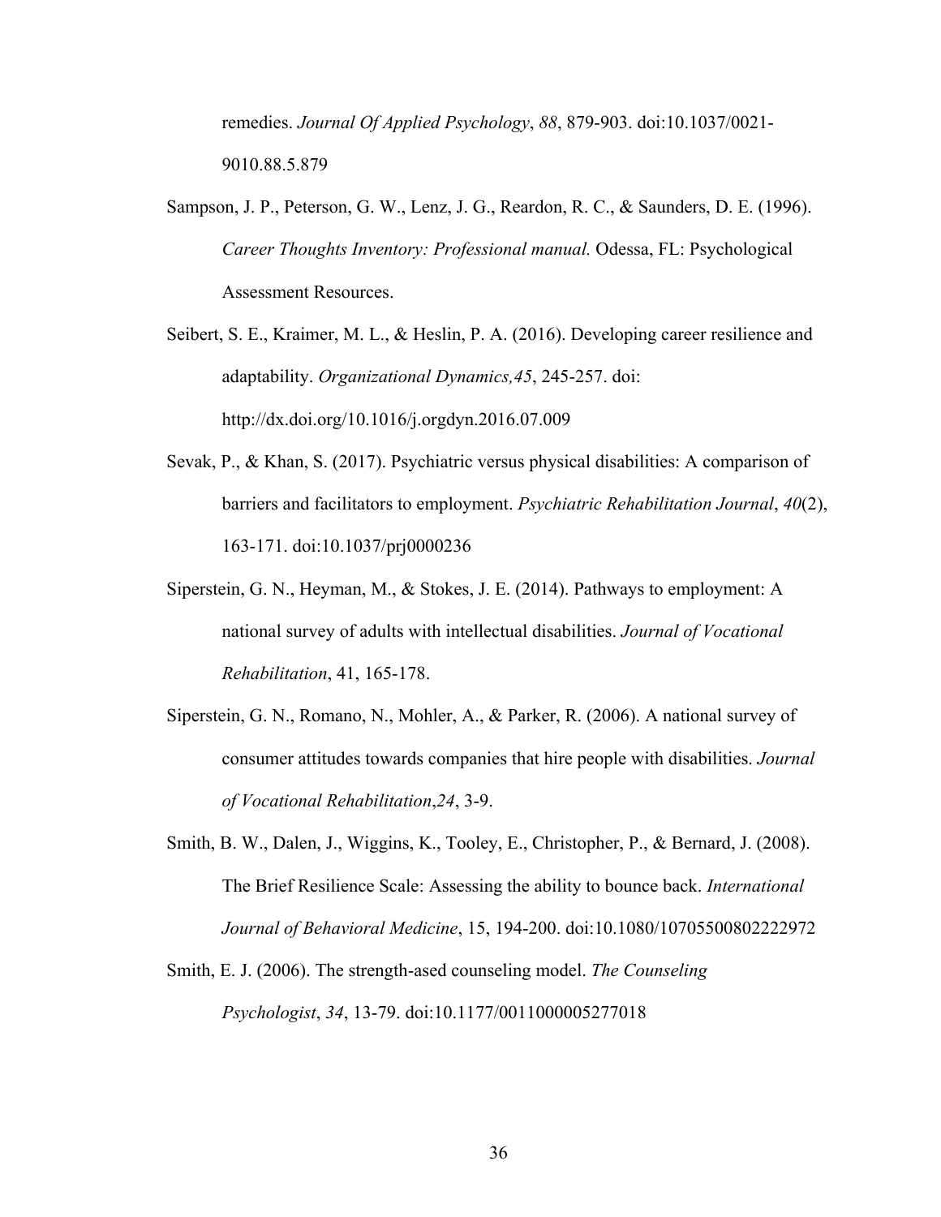remedies. *Journal Of Applied Psychology*, *88*, 879-903. doi:10.1037/0021-9010.88.5.879

Sampson, J. P., Peterson, G. W., Lenz, J. G., Reardon, R. C., & Saunders, D. E. (1996). *Career Thoughts Inventory: Professional manual.* Odessa, FL: Psychological Assessment Resources.

Seibert, S. E., Kraimer, M. L., & Heslin, P. A. (2016). Developing career resilience and adaptability. *Organizational Dynamics,45*, 245-257. doi: http://dx.doi.org/10.1016/j.orgdyn.2016.07.009

Sevak, P., & Khan, S. (2017). Psychiatric versus physical disabilities: A comparison of barriers and facilitators to employment. *Psychiatric Rehabilitation Journal*, *40*(2), 163-171. doi:10.1037/prj0000236

Siperstein, G. N., Heyman, M., & Stokes, J. E. (2014). Pathways to employment: A national survey of adults with intellectual disabilities. *Journal of Vocational Rehabilitation*, 41, 165-178.

Siperstein, G. N., Romano, N., Mohler, A., & Parker, R. (2006). A national survey of consumer attitudes towards companies that hire people with disabilities. *Journal of Vocational Rehabilitation*,*24*, 3-9.

Smith, B. W., Dalen, J., Wiggins, K., Tooley, E., Christopher, P., & Bernard, J. (2008). The Brief Resilience Scale: Assessing the ability to bounce back. *International Journal of Behavioral Medicine*, 15, 194-200. doi:10.1080/10705500802222972

Smith, E. J. (2006). The strength-ased counseling model. *The Counseling Psychologist*, *34*, 13-79. doi:10.1177/0011000005277018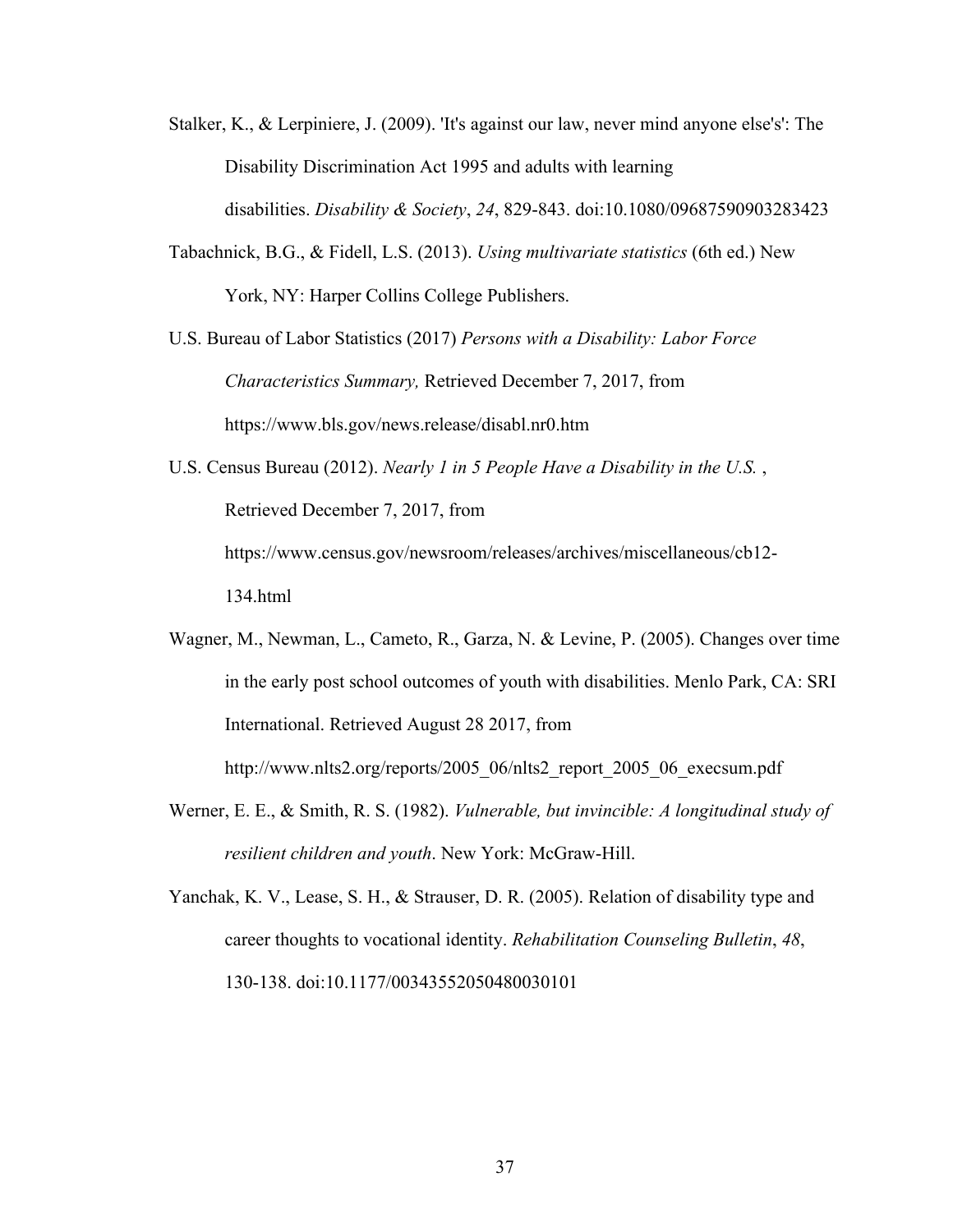Stalker, K., & Lerpiniere, J. (2009). 'It's against our law, never mind anyone else's': The Disability Discrimination Act 1995 and adults with learning disabilities. *Disability & Society*, *24*, 829-843. doi:10.1080/09687590903283423

Tabachnick, B.G., & Fidell, L.S. (2013). *Using multivariate statistics* (6th ed.) New York, NY: Harper Collins College Publishers.

U.S. Bureau of Labor Statistics (2017) *Persons with a Disability: Labor Force Characteristics Summary,* Retrieved December 7, 2017, from https://www.bls.gov/news.release/disabl.nr0.htm

U.S. Census Bureau (2012). *Nearly 1 in 5 People Have a Disability in the U.S.* , Retrieved December 7, 2017, from https://www.census.gov/newsroom/releases/archives/miscellaneous/cb12-134.html

Wagner, M., Newman, L., Cameto, R., Garza, N. & Levine, P. (2005). Changes over time in the early post school outcomes of youth with disabilities. Menlo Park, CA: SRI International. Retrieved August 28 2017, from http://www.nlts2.org/reports/2005_06/nlts2_report_2005_06_execsum.pdf

Werner, E. E., & Smith, R. S. (1982). *Vulnerable, but invincible: A longitudinal study of resilient children and youth*. New York: McGraw-Hill.

Yanchak, K. V., Lease, S. H., & Strauser, D. R. (2005). Relation of disability type and career thoughts to vocational identity. *Rehabilitation Counseling Bulletin*, *48*, 130-138. doi:10.1177/00343552050480030101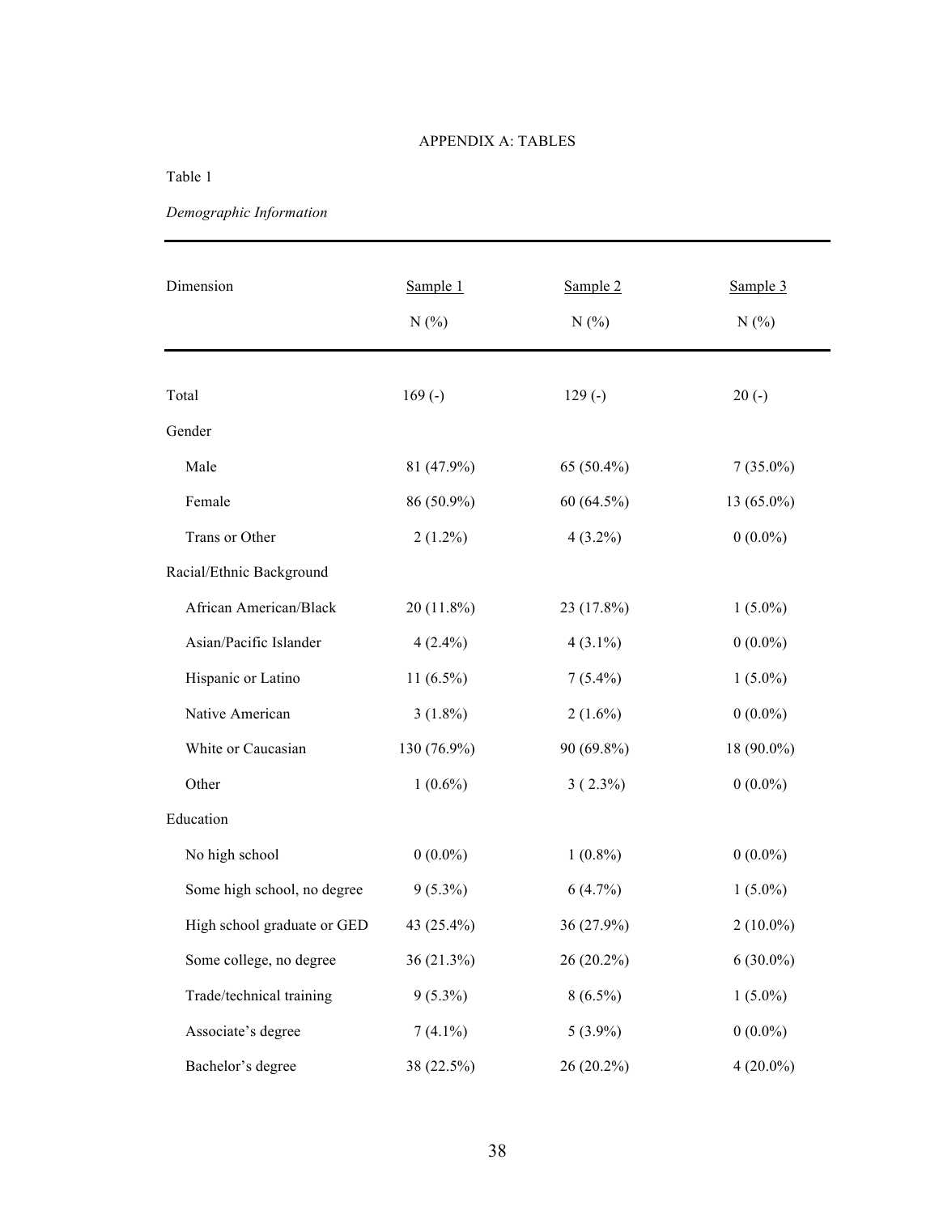APPENDIX A: TABLES

Table 1

*Demographic Information*

| Dimension | Sample 1 N (%) | Sample 2 N (%) | Sample 3 N (%) |
|---|---|---|---|
| Total | 169 (-) | 129 (-) | 20 (-) |
| Gender | | | |
| Male | 81 (47.9%) | 65 (50.4%) | 7 (35.0%) |
| Female | 86 (50.9%) | 60 (64.5%) | 13 (65.0%) |
| Trans or Other | 2 (1.2%) | 4 (3.2%) | 0 (0.0%) |
| Racial/Ethnic Background | | | |
| African American/Black | 20 (11.8%) | 23 (17.8%) | 1 (5.0%) |
| Asian/Pacific Islander | 4 (2.4%) | 4 (3.1%) | 0 (0.0%) |
| Hispanic or Latino | 11 (6.5%) | 7 (5.4%) | 1 (5.0%) |
| Native American | 3 (1.8%) | 2 (1.6%) | 0 (0.0%) |
| White or Caucasian | 130 (76.9%) | 90 (69.8%) | 18 (90.0%) |
| Other | 1 (0.6%) | 3 ( 2.3%) | 0 (0.0%) |
| Education | | | |
| No high school | 0 (0.0%) | 1 (0.8%) | 0 (0.0%) |
| Some high school, no degree | 9 (5.3%) | 6 (4.7%) | 1 (5.0%) |
| High school graduate or GED | 43 (25.4%) | 36 (27.9%) | 2 (10.0%) |
| Some college, no degree | 36 (21.3%) | 26 (20.2%) | 6 (30.0%) |
| Trade/technical training | 9 (5.3%) | 8 (6.5%) | 1 (5.0%) |
| Associate's degree | 7 (4.1%) | 5 (3.9%) | 0 (0.0%) |
| Bachelor's degree | 38 (22.5%) | 26 (20.2%) | 4 (20.0%) |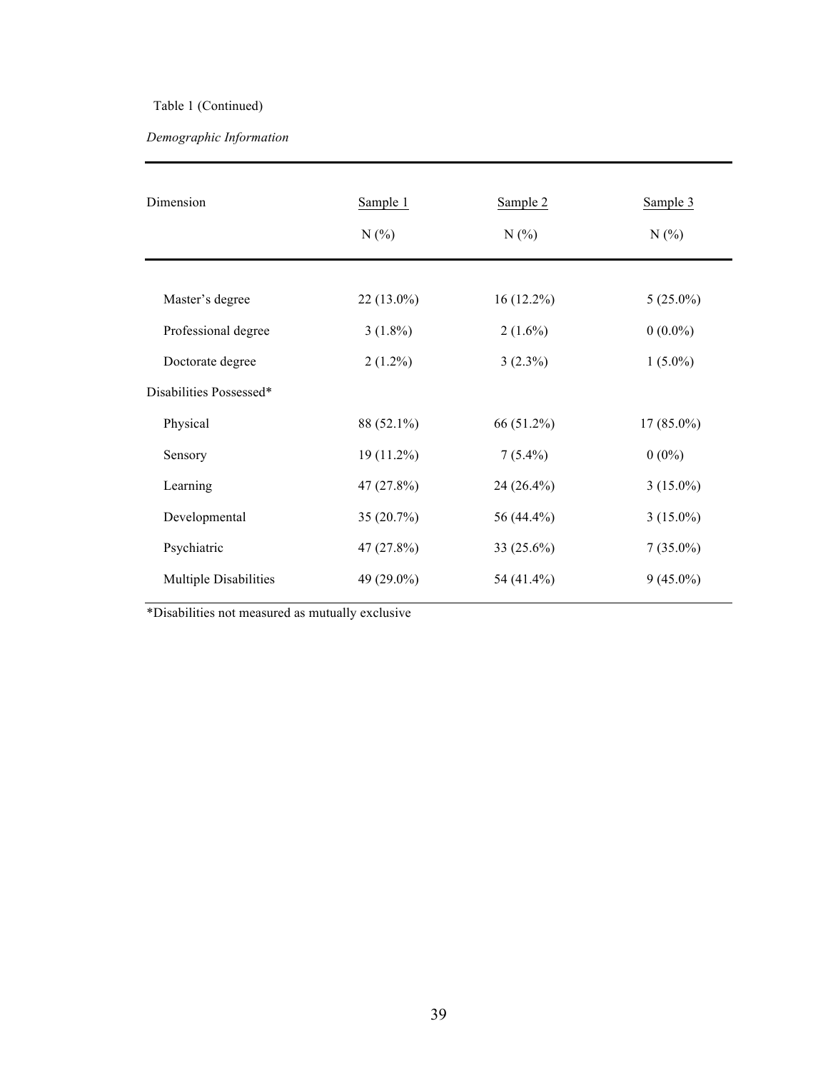Table 1 (Continued)

*Demographic Information*

| Dimension | Sample 1<br>N (%) | Sample 2<br>N (%) | Sample 3<br>N (%) |
|---|---|---|---|
| Master's degree | 22 (13.0%) | 16 (12.2%) | 5 (25.0%) |
| Professional degree | 3 (1.8%) | 2 (1.6%) | 0 (0.0%) |
| Doctorate degree | 2 (1.2%) | 3 (2.3%) | 1 (5.0%) |
| Disabilities Possessed* | | | |
| Physical | 88 (52.1%) | 66 (51.2%) | 17 (85.0%) |
| Sensory | 19 (11.2%) | 7 (5.4%) | 0 (0%) |
| Learning | 47 (27.8%) | 24 (26.4%) | 3 (15.0%) |
| Developmental | 35 (20.7%) | 56 (44.4%) | 3 (15.0%) |
| Psychiatric | 47 (27.8%) | 33 (25.6%) | 7 (35.0%) |
| Multiple Disabilities | 49 (29.0%) | 54 (41.4%) | 9 (45.0%) |

*Disabilities not measured as mutually exclusive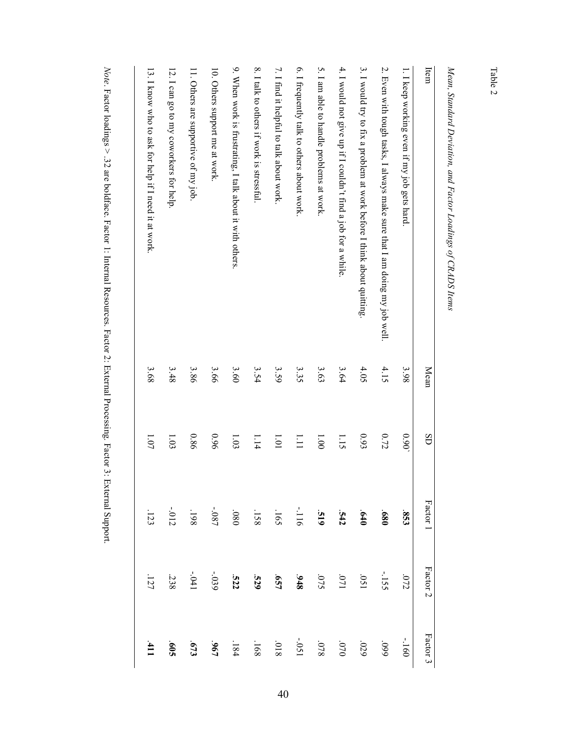Table 2

*Mean, Standard Deviation, and Factor Loadings of CRADS Items*

| Item | Mean | SD | Factor 1 | Factor 2 | Factor 3 |
|---|---|---|---|---|---|
| 1. I keep working even if my job gets hard. | 3.98 | 0.90 | **.853** | .072 | -.160 |
| 2. Even with tough tasks, I always make sure that I am doing my job well. | 4.15 | 0.72 | **.680** | -.155 | .099 |
| 3. I would try to fix a problem at work before I think about quitting. | 4.05 | 0.93 | **.640** | .051 | .029 |
| 4. I would not give up if I couldn't find a job for a while. | 3.64 | 1.15 | **.542** | .071 | .070 |
| 5. I am able to handle problems at work. | 3.63 | 1.00 | **.519** | .075 | .078 |
| 6. I frequently talk to others about work. | 3.35 | 1.11 | -.116 | **.948** | -.051 |
| 7. I find it helpful to talk about work. | 3.59 | 1.01 | .165 | **.657** | .018 |
| 8. I talk to others if work is stressful. | 3.54 | 1.14 | .158 | **.529** | .168 |
| 9. When work is frustrating, I talk about it with others. | 3.60 | 1.03 | .080 | **.522** | .184 |
| 10. Others support me at work. | 3.66 | 0.96 | -.087 | -.039 | **.967** |
| 11. Others are supportive of my job. | 3.86 | 0.86 | .198 | -.041 | **.673** |
| 12. I can go to my coworkers for help. | 3.48 | 1.03 | -.012 | .238 | **.605** |
| 13. I know who to ask for help if I need it at work. | 3.68 | 1.07 | .123 | .127 | **.411** |

*Note*. Factor loadings > .32 are boldface. Factor 1: Internal Resources. Factor 2: External Processing. Factor 3: External Support.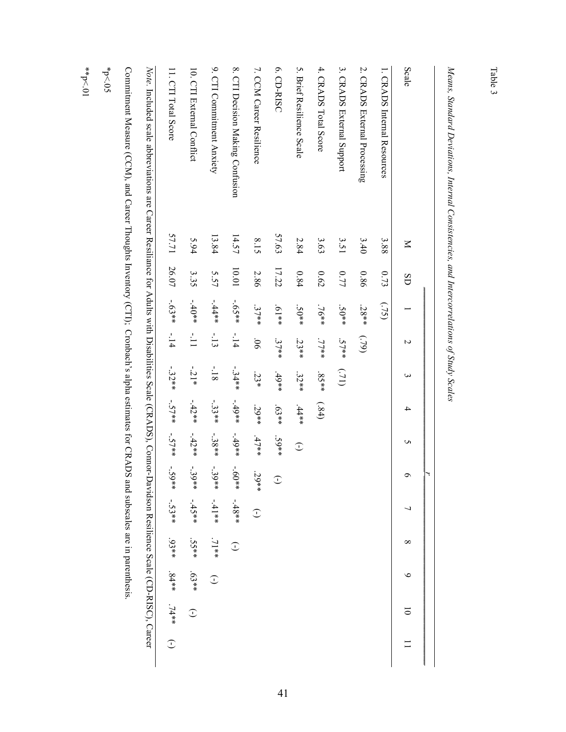Table 3

*Means, Standard Deviations, Internal Consistencies, and Intercorrelations of Study Scales*

| | | | *r* | | | | | | | | | | |
|---|---|---|---|---|---|---|---|---|---|---|---|---|---|
| Scale | M | SD | 1 | 2 | 3 | 4 | 5 | 6 | 7 | 8 | 9 | 10 | 11 |
| 1. CRADS Internal Resources | 3.88 | 0.73 | (.75) | | | | | | | | | | |
| 2. CRADS External Processing | 3.40 | 0.86 | .28** | (.79) | | | | | | | | | |
| 3. CRADS External Support | 3.51 | 0.77 | .50** | .57** | (.71) | | | | | | | | |
| 4. CRADS Total Score | 3.63 | 0.62 | .76** | .77** | .85** | (.84) | | | | | | | |
| 5. Brief Resilience Scale | 2.84 | 0.84 | .50** | .23** | .32** | .44** | (-) | | | | | | |
| 6. CD-RISC | 57.63 | 17.22 | .61** | .37** | .49** | .63** | .59** | (-) | | | | | |
| 7. CCM Career Resilience | 8.15 | 2.86 | .37** | .06 | .23* | .29** | .47** | .29** | (-) | | | | |
| 8. CTI Decision Making Confusion | 14.57 | 10.01 | -.65** | -.14 | -.34** | -.49** | -.49** | -.60** | -.48** | (-) | | | |
| 9. CTI Commitment Anxiety | 13.84 | 5.57 | -.44** | -.13 | -.18 | -.33** | -.38** | -.39** | -.41** | .71** | (-) | | |
| 10. CTI External Conflict | 5.94 | 3.35 | -.40** | -.11 | -.21* | -.42** | -.42** | -.39** | -.45** | .55** | .63** | (-) | |
| 11. CTI Total Score | 57.71 | 26.07 | -.63** | -.14 | -.32** | -.57** | -.57** | -.59** | -.53** | .93** | .84** | .74** | (-) |

*Note.* Included scale abbreviations are Career Resilience for Adults with Disabilities Scale (CRADS), Connor-Davidson Resilience Scale (CD-RISC), Career Commitment Measure (CCM), and Career Thoughts Inventory (CTI); Cronbach's alpha estimates for CRADS and subscales are in parenthesis.

*p<.05

**p<.01